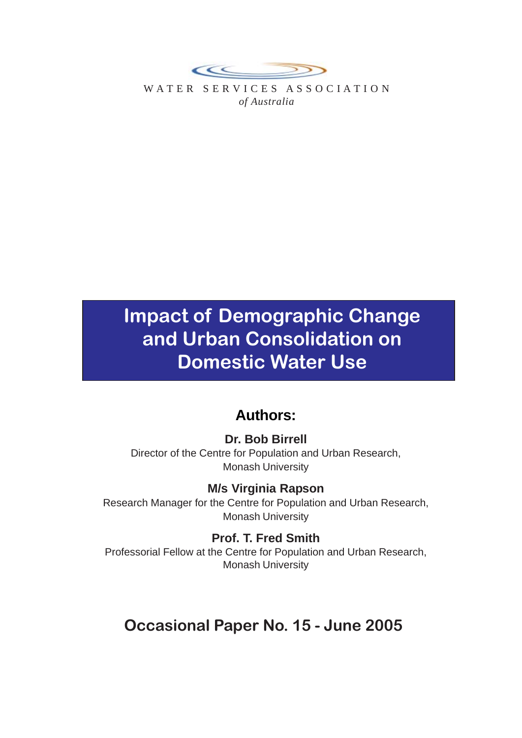WATER SERVICES ASSOCIATION
*of Australia*

# Impact of Demographic Change and Urban Consolidation on Domestic Water Use

## Authors:

**Dr. Bob Birrell**
Director of the Centre for Population and Urban Research,
Monash University

**M/s Virginia Rapson**
Research Manager for the Centre for Population and Urban Research,
Monash University

**Prof. T. Fred Smith**
Professorial Fellow at the Centre for Population and Urban Research,
Monash University

## Occasional Paper No. 15 - June 2005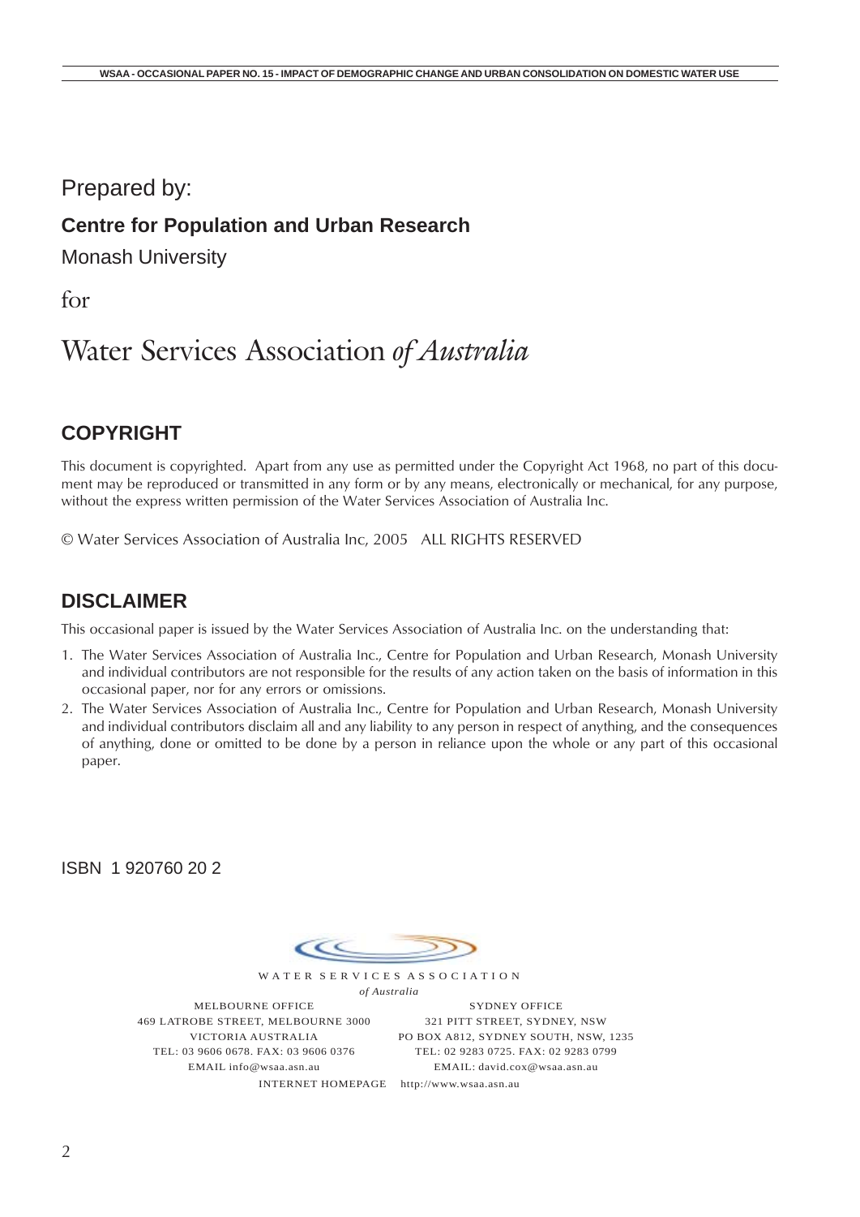Prepared by:

**Centre for Population and Urban Research**

Monash University

for

Water Services Association *of Australia*

## COPYRIGHT

This document is copyrighted. Apart from any use as permitted under the Copyright Act 1968, no part of this document may be reproduced or transmitted in any form or by any means, electronically or mechanical, for any purpose, without the express written permission of the Water Services Association of Australia Inc.

© Water Services Association of Australia Inc, 2005 ALL RIGHTS RESERVED

## DISCLAIMER

This occasional paper is issued by the Water Services Association of Australia Inc. on the understanding that:

1. The Water Services Association of Australia Inc., Centre for Population and Urban Research, Monash University and individual contributors are not responsible for the results of any action taken on the basis of information in this occasional paper, nor for any errors or omissions.
2. The Water Services Association of Australia Inc., Centre for Population and Urban Research, Monash University and individual contributors disclaim all and any liability to any person in respect of anything, and the consequences of anything, done or omitted to be done by a person in reliance upon the whole or any part of this occasional paper.

ISBN 1 920760 20 2

WATER SERVICES ASSOCIATION
*of Australia*

MELBOURNE OFFICE
469 LATROBE STREET, MELBOURNE 3000
VICTORIA AUSTRALIA
TEL: 03 9606 0678. FAX: 03 9606 0376
EMAIL info@wsaa.asn.au

SYDNEY OFFICE
321 PITT STREET, SYDNEY, NSW
PO BOX A812, SYDNEY SOUTH, NSW, 1235
TEL: 02 9283 0725. FAX: 02 9283 0799
EMAIL: david.cox@wsaa.asn.au

INTERNET HOMEPAGE http://www.wsaa.asn.au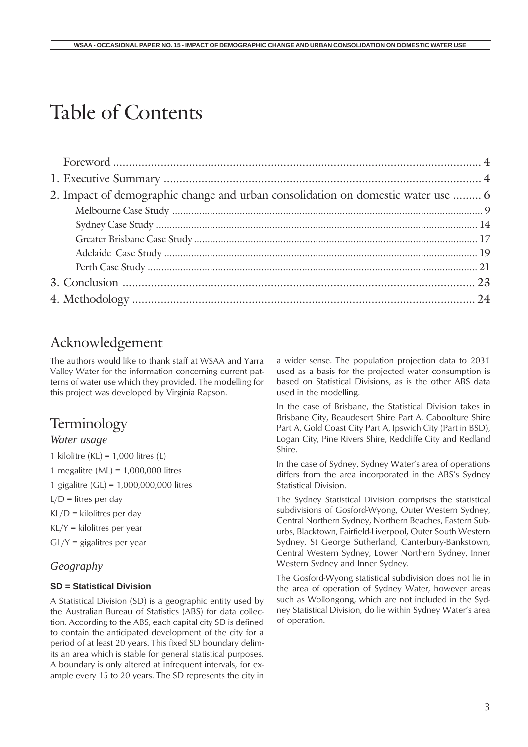# Table of Contents

Foreword .......................................................................................................... 4

1. Executive Summary ........................................................................................ 4
2. Impact of demographic change and urban consolidation on domestic water use ......... 6
   - Melbourne Case Study ................................................................................... 9
   - Sydney Case Study ...................................................................................... 14
   - Greater Brisbane Case Study ......................................................................... 17
   - Adelaide Case Study .................................................................................... 19
   - Perth Case Study .......................................................................................... 21
3. Conclusion .................................................................................................. 23
4. Methodology ............................................................................................... 24

## Acknowledgement

The authors would like to thank staff at WSAA and Yarra Valley Water for the information concerning current patterns of water use which they provided. The modelling for this project was developed by Virginia Rapson.

## Terminology

### *Water usage*

1 kilolitre (KL) = 1,000 litres (L)

1 megalitre (ML) = 1,000,000 litres

1 gigalitre (GL) = 1,000,000,000 litres

L/D = litres per day

KL/D = kilolitres per day

KL/Y = kilolitres per year

GL/Y = gigalitres per year

### *Geography*

**SD = Statistical Division**

A Statistical Division (SD) is a geographic entity used by the Australian Bureau of Statistics (ABS) for data collection. According to the ABS, each capital city SD is defined to contain the anticipated development of the city for a period of at least 20 years. This fixed SD boundary delimits an area which is stable for general statistical purposes. A boundary is only altered at infrequent intervals, for example every 15 to 20 years. The SD represents the city in a wider sense. The population projection data to 2031 used as a basis for the projected water consumption is based on Statistical Divisions, as is the other ABS data used in the modelling.

In the case of Brisbane, the Statistical Division takes in Brisbane City, Beaudesert Shire Part A, Caboolture Shire Part A, Gold Coast City Part A, Ipswich City (Part in BSD), Logan City, Pine Rivers Shire, Redcliffe City and Redland Shire.

In the case of Sydney, Sydney Water's area of operations differs from the area incorporated in the ABS's Sydney Statistical Division.

The Sydney Statistical Division comprises the statistical subdivisions of Gosford-Wyong, Outer Western Sydney, Central Northern Sydney, Northern Beaches, Eastern Suburbs, Blacktown, Fairfield-Liverpool, Outer South Western Sydney, St George Sutherland, Canterbury-Bankstown, Central Western Sydney, Lower Northern Sydney, Inner Western Sydney and Inner Sydney.

The Gosford-Wyong statistical subdivision does not lie in the area of operation of Sydney Water, however areas such as Wollongong, which are not included in the Sydney Statistical Division, do lie within Sydney Water's area of operation.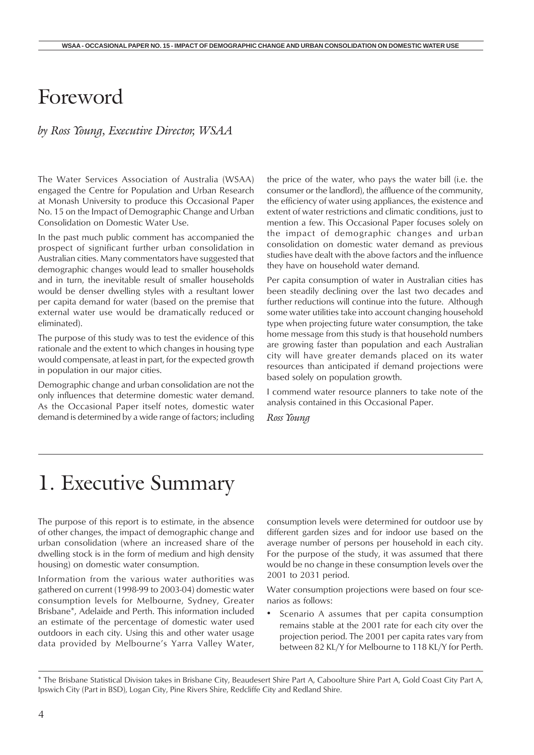# Foreword

*by Ross Young, Executive Director, WSAA*

The Water Services Association of Australia (WSAA) engaged the Centre for Population and Urban Research at Monash University to produce this Occasional Paper No. 15 on the Impact of Demographic Change and Urban Consolidation on Domestic Water Use.

In the past much public comment has accompanied the prospect of significant further urban consolidation in Australian cities. Many commentators have suggested that demographic changes would lead to smaller households and in turn, the inevitable result of smaller households would be denser dwelling styles with a resultant lower per capita demand for water (based on the premise that external water use would be dramatically reduced or eliminated).

The purpose of this study was to test the evidence of this rationale and the extent to which changes in housing type would compensate, at least in part, for the expected growth in population in our major cities.

Demographic change and urban consolidation are not the only influences that determine domestic water demand. As the Occasional Paper itself notes, domestic water demand is determined by a wide range of factors; including the price of the water, who pays the water bill (i.e. the consumer or the landlord), the affluence of the community, the efficiency of water using appliances, the existence and extent of water restrictions and climatic conditions, just to mention a few. This Occasional Paper focuses solely on the impact of demographic changes and urban consolidation on domestic water demand as previous studies have dealt with the above factors and the influence they have on household water demand.

Per capita consumption of water in Australian cities has been steadily declining over the last two decades and further reductions will continue into the future. Although some water utilities take into account changing household type when projecting future water consumption, the take home message from this study is that household numbers are growing faster than population and each Australian city will have greater demands placed on its water resources than anticipated if demand projections were based solely on population growth.

I commend water resource planners to take note of the analysis contained in this Occasional Paper.

*Ross Young*

# 1. Executive Summary

The purpose of this report is to estimate, in the absence of other changes, the impact of demographic change and urban consolidation (where an increased share of the dwelling stock is in the form of medium and high density housing) on domestic water consumption.

Information from the various water authorities was gathered on current (1998-99 to 2003-04) domestic water consumption levels for Melbourne, Sydney, Greater Brisbane*, Adelaide and Perth. This information included an estimate of the percentage of domestic water used outdoors in each city. Using this and other water usage data provided by Melbourne's Yarra Valley Water, consumption levels were determined for outdoor use by different garden sizes and for indoor use based on the average number of persons per household in each city. For the purpose of the study, it was assumed that there would be no change in these consumption levels over the 2001 to 2031 period.

Water consumption projections were based on four scenarios as follows:

- Scenario A assumes that per capita consumption remains stable at the 2001 rate for each city over the projection period. The 2001 per capita rates vary from between 82 KL/Y for Melbourne to 118 KL/Y for Perth.

---

* The Brisbane Statistical Division takes in Brisbane City, Beaudesert Shire Part A, Caboolture Shire Part A, Gold Coast City Part A, Ipswich City (Part in BSD), Logan City, Pine Rivers Shire, Redcliffe City and Redland Shire.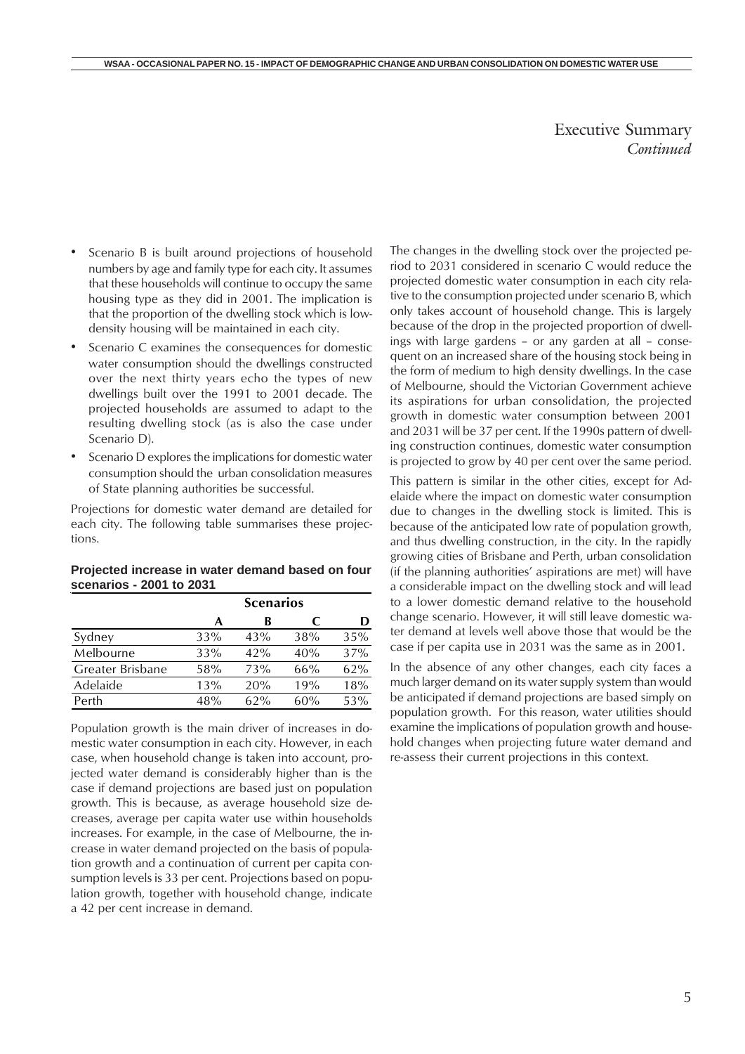# Executive Summary
*Continued*

- Scenario B is built around projections of household numbers by age and family type for each city. It assumes that these households will continue to occupy the same housing type as they did in 2001. The implication is that the proportion of the dwelling stock which is low-density housing will be maintained in each city.
- Scenario C examines the consequences for domestic water consumption should the dwellings constructed over the next thirty years echo the types of new dwellings built over the 1991 to 2001 decade. The projected households are assumed to adapt to the resulting dwelling stock (as is also the case under Scenario D).
- Scenario D explores the implications for domestic water consumption should the urban consolidation measures of State planning authorities be successful.

Projections for domestic water demand are detailed for each city. The following table summarises these projections.

**Projected increase in water demand based on four scenarios - 2001 to 2031**

| | Scenarios | | | |
|---|---|---|---|---|
| | A | B | C | D |
| Sydney | 33% | 43% | 38% | 35% |
| Melbourne | 33% | 42% | 40% | 37% |
| Greater Brisbane | 58% | 73% | 66% | 62% |
| Adelaide | 13% | 20% | 19% | 18% |
| Perth | 48% | 62% | 60% | 53% |

Population growth is the main driver of increases in domestic water consumption in each city. However, in each case, when household change is taken into account, projected water demand is considerably higher than is the case if demand projections are based just on population growth. This is because, as average household size decreases, average per capita water use within households increases. For example, in the case of Melbourne, the increase in water demand projected on the basis of population growth and a continuation of current per capita consumption levels is 33 per cent. Projections based on population growth, together with household change, indicate a 42 per cent increase in demand.

The changes in the dwelling stock over the projected period to 2031 considered in scenario C would reduce the projected domestic water consumption in each city relative to the consumption projected under scenario B, which only takes account of household change. This is largely because of the drop in the projected proportion of dwellings with large gardens – or any garden at all – consequent on an increased share of the housing stock being in the form of medium to high density dwellings. In the case of Melbourne, should the Victorian Government achieve its aspirations for urban consolidation, the projected growth in domestic water consumption between 2001 and 2031 will be 37 per cent. If the 1990s pattern of dwelling construction continues, domestic water consumption is projected to grow by 40 per cent over the same period.

This pattern is similar in the other cities, except for Adelaide where the impact on domestic water consumption due to changes in the dwelling stock is limited. This is because of the anticipated low rate of population growth, and thus dwelling construction, in the city. In the rapidly growing cities of Brisbane and Perth, urban consolidation (if the planning authorities' aspirations are met) will have a considerable impact on the dwelling stock and will lead to a lower domestic demand relative to the household change scenario. However, it will still leave domestic water demand at levels well above those that would be the case if per capita use in 2031 was the same as in 2001.

In the absence of any other changes, each city faces a much larger demand on its water supply system than would be anticipated if demand projections are based simply on population growth. For this reason, water utilities should examine the implications of population growth and household changes when projecting future water demand and re-assess their current projections in this context.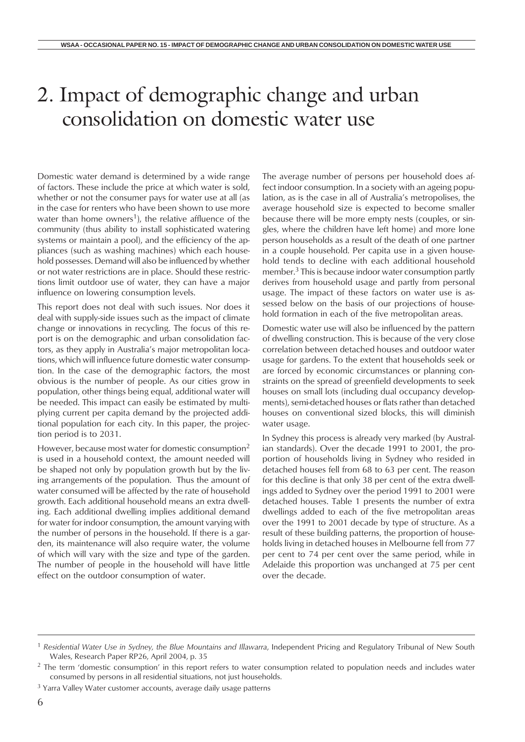# 2. Impact of demographic change and urban consolidation on domestic water use

Domestic water demand is determined by a wide range of factors. These include the price at which water is sold, whether or not the consumer pays for water use at all (as in the case for renters who have been shown to use more water than home owners[1]), the relative affluence of the community (thus ability to install sophisticated watering systems or maintain a pool), and the efficiency of the appliances (such as washing machines) which each household possesses. Demand will also be influenced by whether or not water restrictions are in place. Should these restrictions limit outdoor use of water, they can have a major influence on lowering consumption levels.

This report does not deal with such issues. Nor does it deal with supply-side issues such as the impact of climate change or innovations in recycling. The focus of this report is on the demographic and urban consolidation factors, as they apply in Australia's major metropolitan locations, which will influence future domestic water consumption. In the case of the demographic factors, the most obvious is the number of people. As our cities grow in population, other things being equal, additional water will be needed. This impact can easily be estimated by multiplying current per capita demand by the projected additional population for each city. In this paper, the projection period is to 2031.

However, because most water for domestic consumption[2] is used in a household context, the amount needed will be shaped not only by population growth but by the living arrangements of the population. Thus the amount of water consumed will be affected by the rate of household growth. Each additional household means an extra dwelling. Each additional dwelling implies additional demand for water for indoor consumption, the amount varying with the number of persons in the household. If there is a garden, its maintenance will also require water, the volume of which will vary with the size and type of the garden. The number of people in the household will have little effect on the outdoor consumption of water.

The average number of persons per household does affect indoor consumption. In a society with an ageing population, as is the case in all of Australia's metropolises, the average household size is expected to become smaller because there will be more empty nests (couples, or singles, where the children have left home) and more lone person households as a result of the death of one partner in a couple household. Per capita use in a given household tends to decline with each additional household member.[3] This is because indoor water consumption partly derives from household usage and partly from personal usage. The impact of these factors on water use is assessed below on the basis of our projections of household formation in each of the five metropolitan areas.

Domestic water use will also be influenced by the pattern of dwelling construction. This is because of the very close correlation between detached houses and outdoor water usage for gardens. To the extent that households seek or are forced by economic circumstances or planning constraints on the spread of greenfield developments to seek houses on small lots (including dual occupancy developments), semi-detached houses or flats rather than detached houses on conventional sized blocks, this will diminish water usage.

In Sydney this process is already very marked (by Australian standards). Over the decade 1991 to 2001, the proportion of households living in Sydney who resided in detached houses fell from 68 to 63 per cent. The reason for this decline is that only 38 per cent of the extra dwellings added to Sydney over the period 1991 to 2001 were detached houses. Table 1 presents the number of extra dwellings added to each of the five metropolitan areas over the 1991 to 2001 decade by type of structure. As a result of these building patterns, the proportion of households living in detached houses in Melbourne fell from 77 per cent to 74 per cent over the same period, while in Adelaide this proportion was unchanged at 75 per cent over the decade.

---

[1] *Residential Water Use in Sydney, the Blue Mountains and Illawarra*, Independent Pricing and Regulatory Tribunal of New South Wales, Research Paper RP26, April 2004, p. 35

[2] The term 'domestic consumption' in this report refers to water consumption related to population needs and includes water consumed by persons in all residential situations, not just households.

[3] Yarra Valley Water customer accounts, average daily usage patterns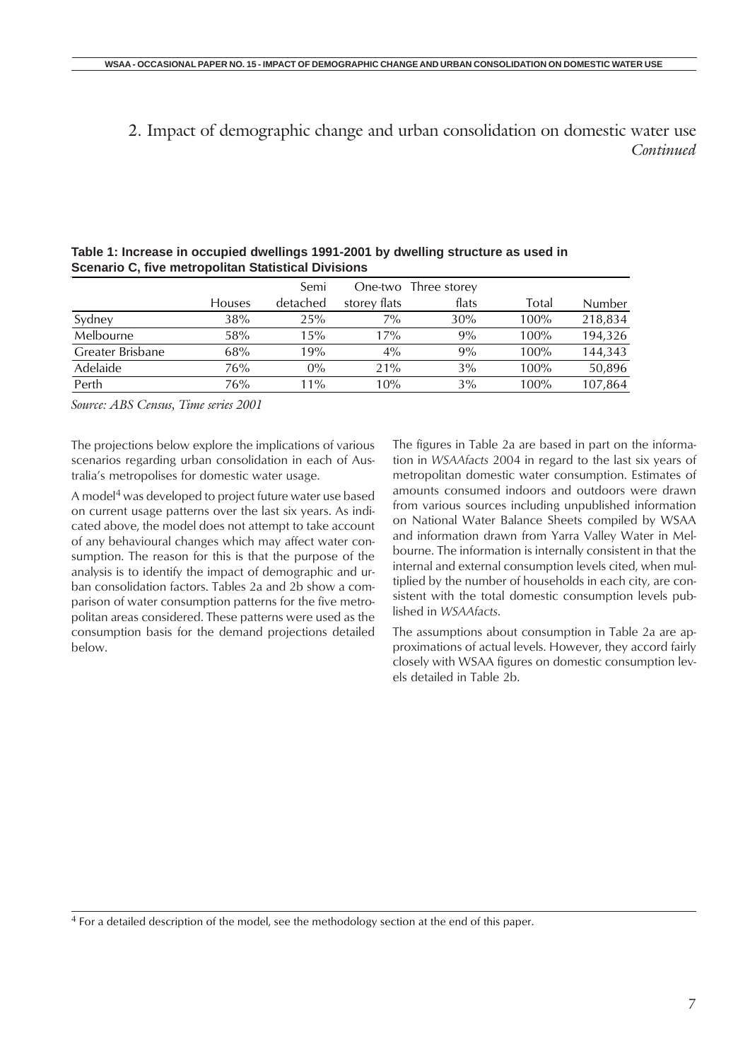## 2. Impact of demographic change and urban consolidation on domestic water use *Continued*

**Table 1: Increase in occupied dwellings 1991-2001 by dwelling structure as used in Scenario C, five metropolitan Statistical Divisions**

| | Houses | Semi detached | One-two storey flats | Three storey flats | Total | Number |
|---|---|---|---|---|---|---|
| Sydney | 38% | 25% | 7% | 30% | 100% | 218,834 |
| Melbourne | 58% | 15% | 17% | 9% | 100% | 194,326 |
| Greater Brisbane | 68% | 19% | 4% | 9% | 100% | 144,343 |
| Adelaide | 76% | 0% | 21% | 3% | 100% | 50,896 |
| Perth | 76% | 11% | 10% | 3% | 100% | 107,864 |

*Source: ABS Census, Time series 2001*

The projections below explore the implications of various scenarios regarding urban consolidation in each of Australia's metropolises for domestic water usage.

A model[4] was developed to project future water use based on current usage patterns over the last six years. As indicated above, the model does not attempt to take account of any behavioural changes which may affect water consumption. The reason for this is that the purpose of the analysis is to identify the impact of demographic and urban consolidation factors. Tables 2a and 2b show a comparison of water consumption patterns for the five metropolitan areas considered. These patterns were used as the consumption basis for the demand projections detailed below.

The figures in Table 2a are based in part on the information in *WSAAfacts* 2004 in regard to the last six years of metropolitan domestic water consumption. Estimates of amounts consumed indoors and outdoors were drawn from various sources including unpublished information on National Water Balance Sheets compiled by WSAA and information drawn from Yarra Valley Water in Melbourne. The information is internally consistent in that the internal and external consumption levels cited, when multiplied by the number of households in each city, are consistent with the total domestic consumption levels published in *WSAAfacts*.

The assumptions about consumption in Table 2a are approximations of actual levels. However, they accord fairly closely with WSAA figures on domestic consumption levels detailed in Table 2b.

---

[4] For a detailed description of the model, see the methodology section at the end of this paper.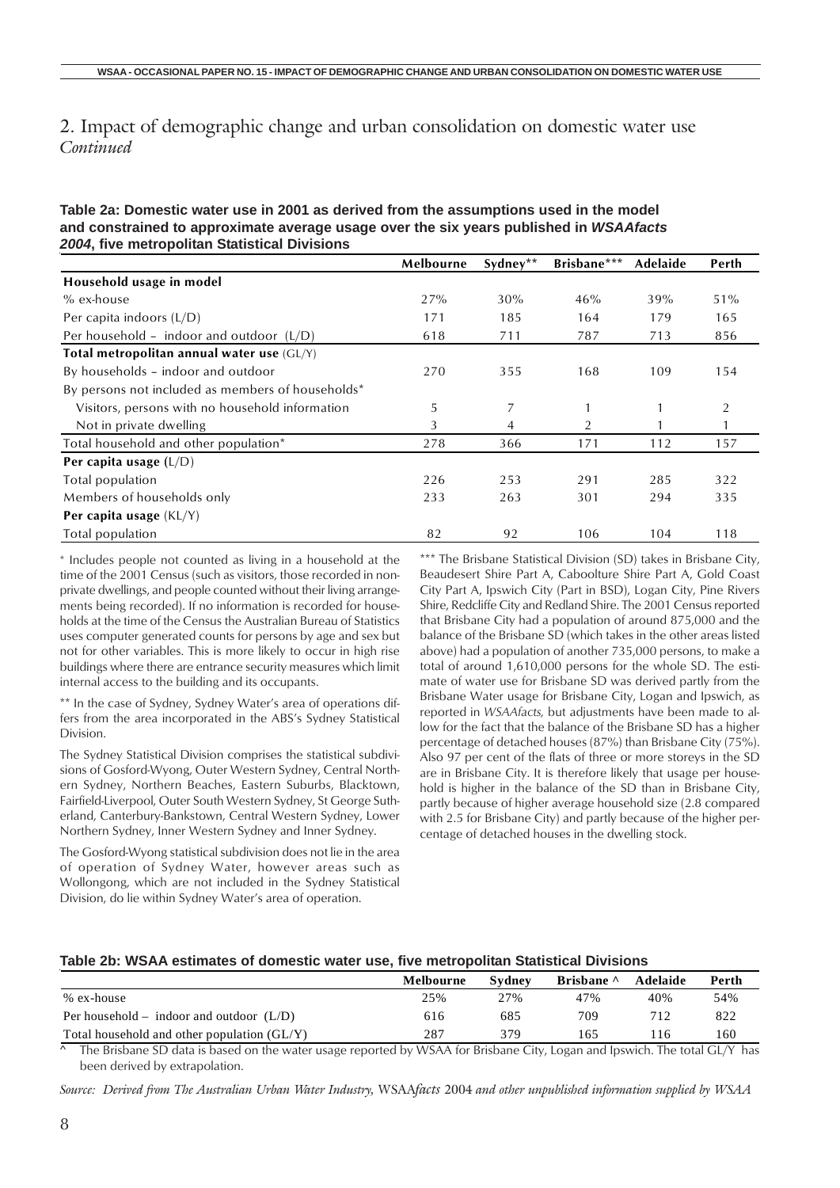## 2. Impact of demographic change and urban consolidation on domestic water use *Continued*

**Table 2a: Domestic water use in 2001 as derived from the assumptions used in the model and constrained to approximate average usage over the six years published in *WSAAfacts 2004*, five metropolitan Statistical Divisions**

| | Melbourne | Sydney** | Brisbane*** | Adelaide | Perth |
|---|---|---|---|---|---|
| **Household usage in model** | | | | | |
| % ex-house | 27% | 30% | 46% | 39% | 51% |
| Per capita indoors (L/D) | 171 | 185 | 164 | 179 | 165 |
| Per household – indoor and outdoor (L/D) | 618 | 711 | 787 | 713 | 856 |
| **Total metropolitan annual water use** (GL/Y) | | | | | |
| By households – indoor and outdoor | 270 | 355 | 168 | 109 | 154 |
| By persons not included as members of households* | | | | | |
| Visitors, persons with no household information | 5 | 7 | 1 | 1 | 2 |
| Not in private dwelling | 3 | 4 | 2 | 1 | 1 |
| Total household and other population* | 278 | 366 | 171 | 112 | 157 |
| **Per capita usage** (L/D) | | | | | |
| Total population | 226 | 253 | 291 | 285 | 322 |
| Members of households only | 233 | 263 | 301 | 294 | 335 |
| **Per capita usage** (KL/Y) | | | | | |
| Total population | 82 | 92 | 106 | 104 | 118 |

* Includes people not counted as living in a household at the time of the 2001 Census (such as visitors, those recorded in non-private dwellings, and people counted without their living arrangements being recorded). If no information is recorded for households at the time of the Census the Australian Bureau of Statistics uses computer generated counts for persons by age and sex but not for other variables. This is more likely to occur in high rise buildings where there are entrance security measures which limit internal access to the building and its occupants.

** In the case of Sydney, Sydney Water's area of operations differs from the area incorporated in the ABS's Sydney Statistical Division.

The Sydney Statistical Division comprises the statistical subdivisions of Gosford-Wyong, Outer Western Sydney, Central Northern Sydney, Northern Beaches, Eastern Suburbs, Blacktown, Fairfield-Liverpool, Outer South Western Sydney, St George Sutherland, Canterbury-Bankstown, Central Western Sydney, Lower Northern Sydney, Inner Western Sydney and Inner Sydney.

The Gosford-Wyong statistical subdivision does not lie in the area of operation of Sydney Water, however areas such as Wollongong, which are not included in the Sydney Statistical Division, do lie within Sydney Water's area of operation.

*** The Brisbane Statistical Division (SD) takes in Brisbane City, Beaudesert Shire Part A, Caboolture Shire Part A, Gold Coast City Part A, Ipswich City (Part in BSD), Logan City, Pine Rivers Shire, Redcliffe City and Redland Shire. The 2001 Census reported that Brisbane City had a population of around 875,000 and the balance of the Brisbane SD (which takes in the other areas listed above) had a population of another 735,000 persons, to make a total of around 1,610,000 persons for the whole SD. The estimate of water use for Brisbane SD was derived partly from the Brisbane Water usage for Brisbane City, Logan and Ipswich, as reported in *WSAAfacts,* but adjustments have been made to allow for the fact that the balance of the Brisbane SD has a higher percentage of detached houses (87%) than Brisbane City (75%). Also 97 per cent of the flats of three or more storeys in the SD are in Brisbane City. It is therefore likely that usage per household is higher in the balance of the SD than in Brisbane City, partly because of higher average household size (2.8 compared with 2.5 for Brisbane City) and partly because of the higher percentage of detached houses in the dwelling stock.

**Table 2b: WSAA estimates of domestic water use, five metropolitan Statistical Divisions**

| | Melbourne | Sydney | Brisbane ^ | Adelaide | Perth |
|---|---|---|---|---|---|
| % ex-house | 25% | 27% | 47% | 40% | 54% |
| Per household – indoor and outdoor (L/D) | 616 | 685 | 709 | 712 | 822 |
| Total household and other population (GL/Y) | 287 | 379 | 165 | 116 | 160 |

^ The Brisbane SD data is based on the water usage reported by WSAA for Brisbane City, Logan and Ipswich. The total GL/Y has been derived by extrapolation.

*Source: Derived from The Australian Urban Water Industry,* WSAA*facts* 2004 *and other unpublished information supplied by WSAA*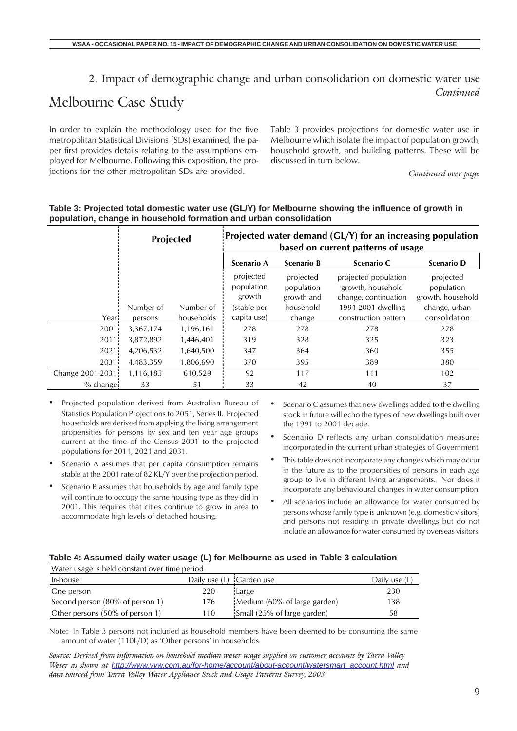## 2. Impact of demographic change and urban consolidation on domestic water use *Continued*

# Melbourne Case Study

In order to explain the methodology used for the five metropolitan Statistical Divisions (SDs) examined, the paper first provides details relating to the assumptions employed for Melbourne. Following this exposition, the projections for the other metropolitan SDs are provided.

Table 3 provides projections for domestic water use in Melbourne which isolate the impact of population growth, household growth, and building patterns. These will be discussed in turn below.

*Continued over page*

**Table 3: Projected total domestic water use (GL/Y) for Melbourne showing the influence of growth in population, change in household formation and urban consolidation**

| | Projected | | Projected water demand (GL/Y) for an increasing population based on current patterns of usage | | | |
|---|---|---|---|---|---|---|
| | | | **Scenario A** | **Scenario B** | **Scenario C** | **Scenario D** |
| Year | Number of persons | Number of households | projected population growth (stable per capita use) | projected population growth and household change | projected population growth, household change, continuation 1991-2001 dwelling construction pattern | projected population growth, household change, urban consolidation |
| 2001 | 3,367,174 | 1,196,161 | 278 | 278 | 278 | 278 |
| 2011 | 3,872,892 | 1,446,401 | 319 | 328 | 325 | 323 |
| 2021 | 4,206,532 | 1,640,500 | 347 | 364 | 360 | 355 |
| 2031 | 4,483,359 | 1,806,690 | 370 | 395 | 389 | 380 |
| Change 2001-2031 | 1,116,185 | 610,529 | 92 | 117 | 111 | 102 |
| % change | 33 | 51 | 33 | 42 | 40 | 37 |

- Projected population derived from Australian Bureau of Statistics Population Projections to 2051, Series II. Projected households are derived from applying the living arrangement propensities for persons by sex and ten year age groups current at the time of the Census 2001 to the projected populations for 2011, 2021 and 2031.
- Scenario A assumes that per capita consumption remains stable at the 2001 rate of 82 KL/Y over the projection period.
- Scenario B assumes that households by age and family type will continue to occupy the same housing type as they did in 2001. This requires that cities continue to grow in area to accommodate high levels of detached housing.
- Scenario C assumes that new dwellings added to the dwelling stock in future will echo the types of new dwellings built over the 1991 to 2001 decade.
- Scenario D reflects any urban consolidation measures incorporated in the current urban strategies of Government.
- This table does not incorporate any changes which may occur in the future as to the propensities of persons in each age group to live in different living arrangements. Nor does it incorporate any behavioural changes in water consumption.
- All scenarios include an allowance for water consumed by persons whose family type is unknown (e.g. domestic visitors) and persons not residing in private dwellings but do not include an allowance for water consumed by overseas visitors.

**Table 4: Assumed daily water usage (L) for Melbourne as used in Table 3 calculation**

Water usage is held constant over time period

| In-house | Daily use (L) | Garden use | Daily use (L) |
|---|---|---|---|
| One person | 220 | Large | 230 |
| Second person (80% of person 1) | 176 | Medium (60% of large garden) | 138 |
| Other persons (50% of person 1) | 110 | Small (25% of large garden) | 58 |

Note: In Table 3 persons not included as household members have been deemed to be consuming the same amount of water (110L/D) as 'Other persons' in households.

*Source: Derived from information on household median water usage supplied on customer accounts by Yarra Valley Water as shown at* http://www.yvw.com.au/for-home/account/about-account/watersmart_account.html *and data sourced from Yarra Valley Water Appliance Stock and Usage Patterns Survey, 2003*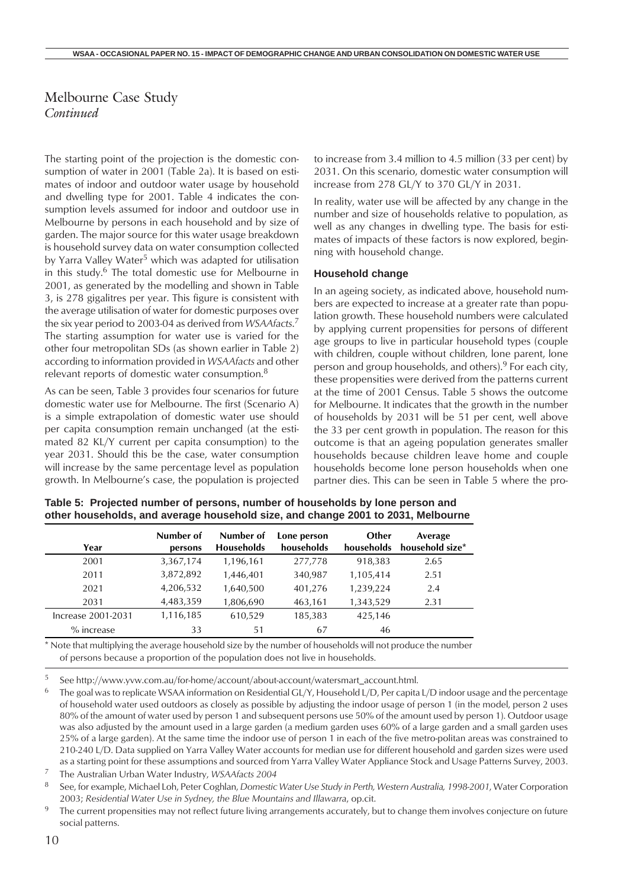# Melbourne Case Study
*Continued*

The starting point of the projection is the domestic consumption of water in 2001 (Table 2a). It is based on estimates of indoor and outdoor water usage by household and dwelling type for 2001. Table 4 indicates the consumption levels assumed for indoor and outdoor use in Melbourne by persons in each household and by size of garden. The major source for this water usage breakdown is household survey data on water consumption collected by Yarra Valley Water[5] which was adapted for utilisation in this study.[6] The total domestic use for Melbourne in 2001, as generated by the modelling and shown in Table 3, is 278 gigalitres per year. This figure is consistent with the average utilisation of water for domestic purposes over the six year period to 2003-04 as derived from *WSAAfacts*.[7] The starting assumption for water use is varied for the other four metropolitan SDs (as shown earlier in Table 2) according to information provided in *WSAAfacts* and other relevant reports of domestic water consumption.[8]

As can be seen, Table 3 provides four scenarios for future domestic water use for Melbourne. The first (Scenario A) is a simple extrapolation of domestic water use should per capita consumption remain unchanged (at the estimated 82 KL/Y current per capita consumption) to the year 2031. Should this be the case, water consumption will increase by the same percentage level as population growth. In Melbourne's case, the population is projected to increase from 3.4 million to 4.5 million (33 per cent) by 2031. On this scenario, domestic water consumption will increase from 278 GL/Y to 370 GL/Y in 2031.

In reality, water use will be affected by any change in the number and size of households relative to population, as well as any changes in dwelling type. The basis for estimates of impacts of these factors is now explored, beginning with household change.

### Household change

In an ageing society, as indicated above, household numbers are expected to increase at a greater rate than population growth. These household numbers were calculated by applying current propensities for persons of different age groups to live in particular household types (couple with children, couple without children, lone parent, lone person and group households, and others).[9] For each city, these propensities were derived from the patterns current at the time of 2001 Census. Table 5 shows the outcome for Melbourne. It indicates that the growth in the number of households by 2031 will be 51 per cent, well above the 33 per cent growth in population. The reason for this outcome is that an ageing population generates smaller households because children leave home and couple households become lone person households when one partner dies. This can be seen in Table 5 where the pro-

**Table 5: Projected number of persons, number of households by lone person and other households, and average household size, and change 2001 to 2031, Melbourne**

| Year | Number of persons | Number of Households | Lone person households | Other households | Average household size* |
|---|---|---|---|---|---|
| 2001 | 3,367,174 | 1,196,161 | 277,778 | 918,383 | 2.65 |
| 2011 | 3,872,892 | 1,446,401 | 340,987 | 1,105,414 | 2.51 |
| 2021 | 4,206,532 | 1,640,500 | 401,276 | 1,239,224 | 2.4 |
| 2031 | 4,483,359 | 1,806,690 | 463,161 | 1,343,529 | 2.31 |
| Increase 2001-2031 | 1,116,185 | 610,529 | 185,383 | 425,146 | |
| % increase | 33 | 51 | 67 | 46 | |

\* Note that multiplying the average household size by the number of households will not produce the number of persons because a proportion of the population does not live in households.

[5] See http://www.yvw.com.au/for-home/account/about-account/watersmart_account.html.

[6] The goal was to replicate WSAA information on Residential GL/Y, Household L/D, Per capita L/D indoor usage and the percentage of household water used outdoors as closely as possible by adjusting the indoor usage of person 1 (in the model, person 2 uses 80% of the amount of water used by person 1 and subsequent persons use 50% of the amount used by person 1). Outdoor usage was also adjusted by the amount used in a large garden (a medium garden uses 60% of a large garden and a small garden uses 25% of a large garden). At the same time the indoor use of person 1 in each of the five metro-politan areas was constrained to 210-240 L/D. Data supplied on Yarra Valley Water accounts for median use for different household and garden sizes were used as a starting point for these assumptions and sourced from Yarra Valley Water Appliance Stock and Usage Patterns Survey, 2003.

[7] The Australian Urban Water Industry, *WSAAfacts 2004*

[8] See, for example, Michael Loh, Peter Coghlan, *Domestic Water Use Study in Perth, Western Australia, 1998-2001*, Water Corporation 2003; *Residential Water Use in Sydney, the Blue Mountains and Illawarra*, op.cit.

[9] The current propensities may not reflect future living arrangements accurately, but to change them involves conjecture on future social patterns.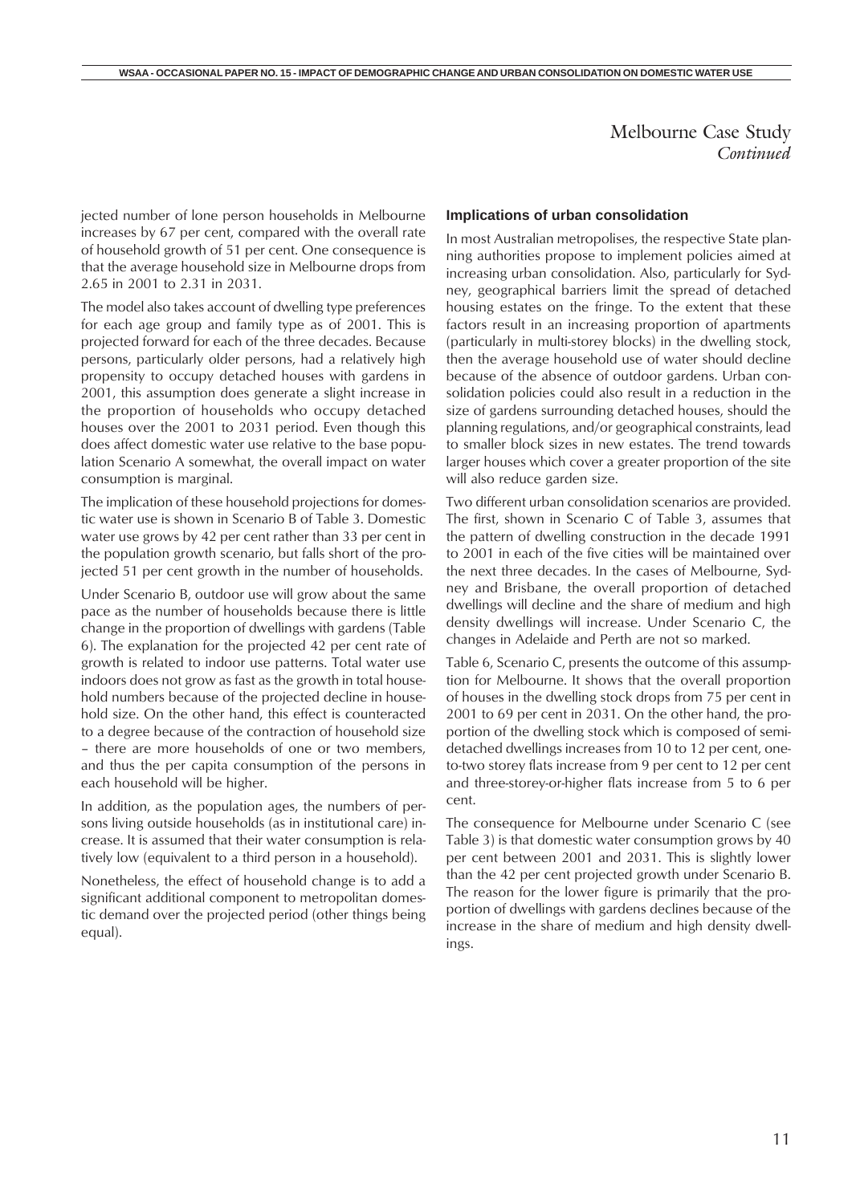## Melbourne Case Study
*Continued*

jected number of lone person households in Melbourne increases by 67 per cent, compared with the overall rate of household growth of 51 per cent. One consequence is that the average household size in Melbourne drops from 2.65 in 2001 to 2.31 in 2031.

The model also takes account of dwelling type preferences for each age group and family type as of 2001. This is projected forward for each of the three decades. Because persons, particularly older persons, had a relatively high propensity to occupy detached houses with gardens in 2001, this assumption does generate a slight increase in the proportion of households who occupy detached houses over the 2001 to 2031 period. Even though this does affect domestic water use relative to the base population Scenario A somewhat, the overall impact on water consumption is marginal.

The implication of these household projections for domestic water use is shown in Scenario B of Table 3. Domestic water use grows by 42 per cent rather than 33 per cent in the population growth scenario, but falls short of the projected 51 per cent growth in the number of households.

Under Scenario B, outdoor use will grow about the same pace as the number of households because there is little change in the proportion of dwellings with gardens (Table 6). The explanation for the projected 42 per cent rate of growth is related to indoor use patterns. Total water use indoors does not grow as fast as the growth in total household numbers because of the projected decline in household size. On the other hand, this effect is counteracted to a degree because of the contraction of household size – there are more households of one or two members, and thus the per capita consumption of the persons in each household will be higher.

In addition, as the population ages, the numbers of persons living outside households (as in institutional care) increase. It is assumed that their water consumption is relatively low (equivalent to a third person in a household).

Nonetheless, the effect of household change is to add a significant additional component to metropolitan domestic demand over the projected period (other things being equal).

### Implications of urban consolidation

In most Australian metropolises, the respective State planning authorities propose to implement policies aimed at increasing urban consolidation. Also, particularly for Sydney, geographical barriers limit the spread of detached housing estates on the fringe. To the extent that these factors result in an increasing proportion of apartments (particularly in multi-storey blocks) in the dwelling stock, then the average household use of water should decline because of the absence of outdoor gardens. Urban consolidation policies could also result in a reduction in the size of gardens surrounding detached houses, should the planning regulations, and/or geographical constraints, lead to smaller block sizes in new estates. The trend towards larger houses which cover a greater proportion of the site will also reduce garden size.

Two different urban consolidation scenarios are provided. The first, shown in Scenario C of Table 3, assumes that the pattern of dwelling construction in the decade 1991 to 2001 in each of the five cities will be maintained over the next three decades. In the cases of Melbourne, Sydney and Brisbane, the overall proportion of detached dwellings will decline and the share of medium and high density dwellings will increase. Under Scenario C, the changes in Adelaide and Perth are not so marked.

Table 6, Scenario C, presents the outcome of this assumption for Melbourne. It shows that the overall proportion of houses in the dwelling stock drops from 75 per cent in 2001 to 69 per cent in 2031. On the other hand, the proportion of the dwelling stock which is composed of semi-detached dwellings increases from 10 to 12 per cent, one-to-two storey flats increase from 9 per cent to 12 per cent and three-storey-or-higher flats increase from 5 to 6 per cent.

The consequence for Melbourne under Scenario C (see Table 3) is that domestic water consumption grows by 40 per cent between 2001 and 2031. This is slightly lower than the 42 per cent projected growth under Scenario B. The reason for the lower figure is primarily that the proportion of dwellings with gardens declines because of the increase in the share of medium and high density dwellings.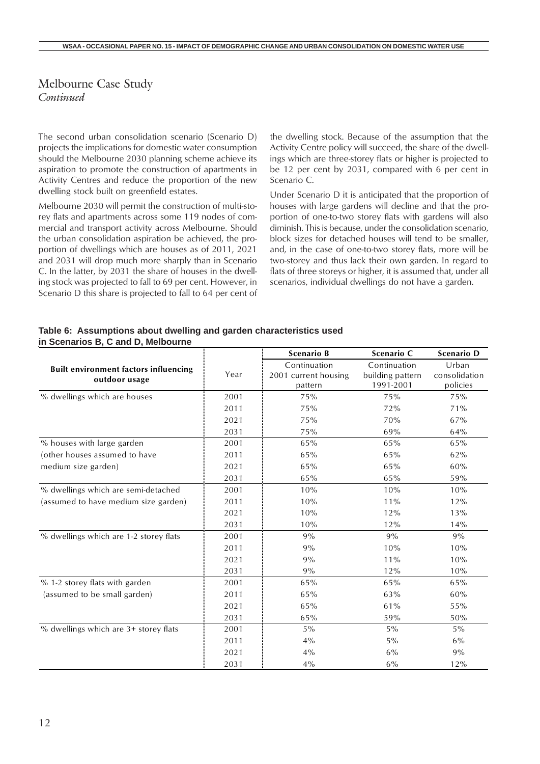## Melbourne Case Study
*Continued*

The second urban consolidation scenario (Scenario D) projects the implications for domestic water consumption should the Melbourne 2030 planning scheme achieve its aspiration to promote the construction of apartments in Activity Centres and reduce the proportion of the new dwelling stock built on greenfield estates.

Melbourne 2030 will permit the construction of multi-storey flats and apartments across some 119 nodes of commercial and transport activity across Melbourne. Should the urban consolidation aspiration be achieved, the proportion of dwellings which are houses as of 2011, 2021 and 2031 will drop much more sharply than in Scenario C. In the latter, by 2031 the share of houses in the dwelling stock was projected to fall to 69 per cent. However, in Scenario D this share is projected to fall to 64 per cent of the dwelling stock. Because of the assumption that the Activity Centre policy will succeed, the share of the dwellings which are three-storey flats or higher is projected to be 12 per cent by 2031, compared with 6 per cent in Scenario C.

Under Scenario D it is anticipated that the proportion of houses with large gardens will decline and that the proportion of one-to-two storey flats with gardens will also diminish. This is because, under the consolidation scenario, block sizes for detached houses will tend to be smaller, and, in the case of one-to-two storey flats, more will be two-storey and thus lack their own garden. In regard to flats of three storeys or higher, it is assumed that, under all scenarios, individual dwellings do not have a garden.

**Table 6: Assumptions about dwelling and garden characteristics used in Scenarios B, C and D, Melbourne**

| Built environment factors influencing outdoor usage | Year | Scenario B<br>Continuation 2001 current housing pattern | Scenario C<br>Continuation building pattern 1991-2001 | Scenario D<br>Urban consolidation policies |
|---|---|---|---|---|
| % dwellings which are houses | 2001 | 75% | 75% | 75% |
| | 2011 | 75% | 72% | 71% |
| | 2021 | 75% | 70% | 67% |
| | 2031 | 75% | 69% | 64% |
| % houses with large garden | 2001 | 65% | 65% | 65% |
| (other houses assumed to have | 2011 | 65% | 65% | 62% |
| medium size garden) | 2021 | 65% | 65% | 60% |
| | 2031 | 65% | 65% | 59% |
| % dwellings which are semi-detached | 2001 | 10% | 10% | 10% |
| (assumed to have medium size garden) | 2011 | 10% | 11% | 12% |
| | 2021 | 10% | 12% | 13% |
| | 2031 | 10% | 12% | 14% |
| % dwellings which are 1-2 storey flats | 2001 | 9% | 9% | 9% |
| | 2011 | 9% | 10% | 10% |
| | 2021 | 9% | 11% | 10% |
| | 2031 | 9% | 12% | 10% |
| % 1-2 storey flats with garden | 2001 | 65% | 65% | 65% |
| (assumed to be small garden) | 2011 | 65% | 63% | 60% |
| | 2021 | 65% | 61% | 55% |
| | 2031 | 65% | 59% | 50% |
| % dwellings which are 3+ storey flats | 2001 | 5% | 5% | 5% |
| | 2011 | 4% | 5% | 6% |
| | 2021 | 4% | 6% | 9% |
| | 2031 | 4% | 6% | 12% |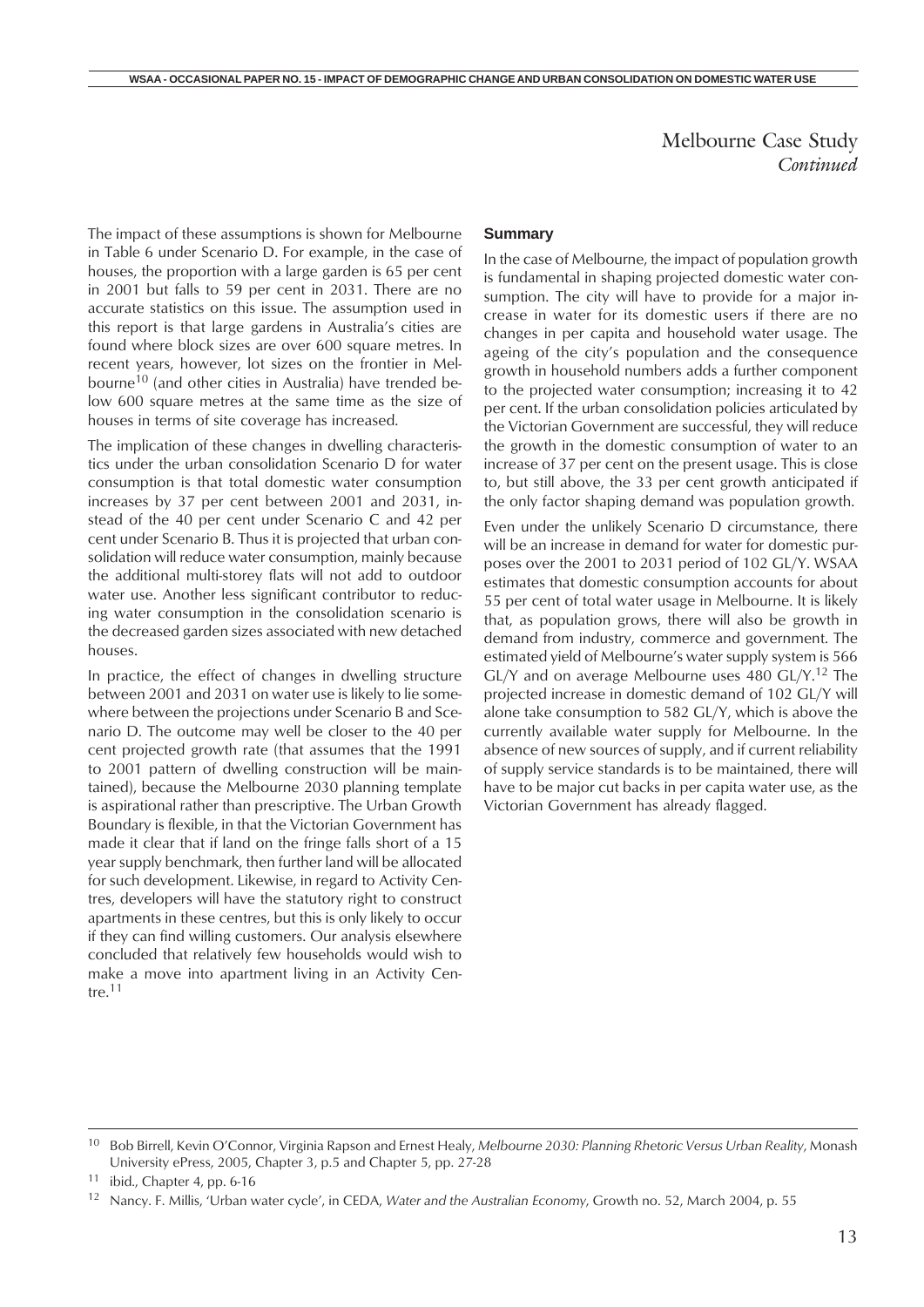# Melbourne Case Study
*Continued*

The impact of these assumptions is shown for Melbourne in Table 6 under Scenario D. For example, in the case of houses, the proportion with a large garden is 65 per cent in 2001 but falls to 59 per cent in 2031. There are no accurate statistics on this issue. The assumption used in this report is that large gardens in Australia's cities are found where block sizes are over 600 square metres. In recent years, however, lot sizes on the frontier in Melbourne[10] (and other cities in Australia) have trended below 600 square metres at the same time as the size of houses in terms of site coverage has increased.

The implication of these changes in dwelling characteristics under the urban consolidation Scenario D for water consumption is that total domestic water consumption increases by 37 per cent between 2001 and 2031, instead of the 40 per cent under Scenario C and 42 per cent under Scenario B. Thus it is projected that urban consolidation will reduce water consumption, mainly because the additional multi-storey flats will not add to outdoor water use. Another less significant contributor to reducing water consumption in the consolidation scenario is the decreased garden sizes associated with new detached houses.

In practice, the effect of changes in dwelling structure between 2001 and 2031 on water use is likely to lie somewhere between the projections under Scenario B and Scenario D. The outcome may well be closer to the 40 per cent projected growth rate (that assumes that the 1991 to 2001 pattern of dwelling construction will be maintained), because the Melbourne 2030 planning template is aspirational rather than prescriptive. The Urban Growth Boundary is flexible, in that the Victorian Government has made it clear that if land on the fringe falls short of a 15 year supply benchmark, then further land will be allocated for such development. Likewise, in regard to Activity Centres, developers will have the statutory right to construct apartments in these centres, but this is only likely to occur if they can find willing customers. Our analysis elsewhere concluded that relatively few households would wish to make a move into apartment living in an Activity Centre.[11]

### Summary

In the case of Melbourne, the impact of population growth is fundamental in shaping projected domestic water consumption. The city will have to provide for a major increase in water for its domestic users if there are no changes in per capita and household water usage. The ageing of the city's population and the consequence growth in household numbers adds a further component to the projected water consumption; increasing it to 42 per cent. If the urban consolidation policies articulated by the Victorian Government are successful, they will reduce the growth in the domestic consumption of water to an increase of 37 per cent on the present usage. This is close to, but still above, the 33 per cent growth anticipated if the only factor shaping demand was population growth.

Even under the unlikely Scenario D circumstance, there will be an increase in demand for water for domestic purposes over the 2001 to 2031 period of 102 GL/Y. WSAA estimates that domestic consumption accounts for about 55 per cent of total water usage in Melbourne. It is likely that, as population grows, there will also be growth in demand from industry, commerce and government. The estimated yield of Melbourne's water supply system is 566 GL/Y and on average Melbourne uses 480 GL/Y.[12] The projected increase in domestic demand of 102 GL/Y will alone take consumption to 582 GL/Y, which is above the currently available water supply for Melbourne. In the absence of new sources of supply, and if current reliability of supply service standards is to be maintained, there will have to be major cut backs in per capita water use, as the Victorian Government has already flagged.

---

[10] Bob Birrell, Kevin O'Connor, Virginia Rapson and Ernest Healy, *Melbourne 2030: Planning Rhetoric Versus Urban Reality*, Monash University ePress, 2005, Chapter 3, p.5 and Chapter 5, pp. 27-28

[11] ibid., Chapter 4, pp. 6-16

[12] Nancy. F. Millis, 'Urban water cycle', in CEDA, *Water and the Australian Economy*, Growth no. 52, March 2004, p. 55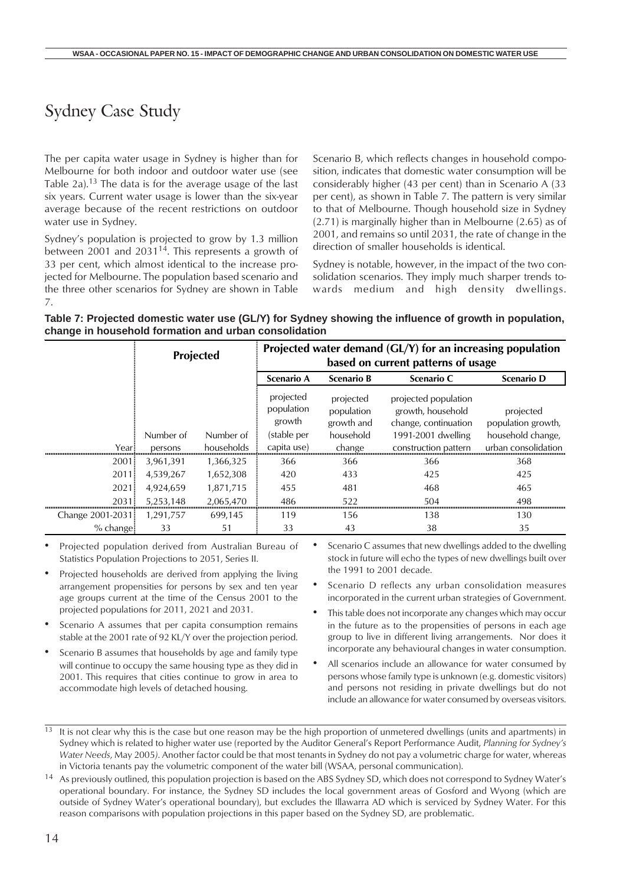# Sydney Case Study

The per capita water usage in Sydney is higher than for Melbourne for both indoor and outdoor water use (see Table 2a).[13] The data is for the average usage of the last six years. Current water usage is lower than the six-year average because of the recent restrictions on outdoor water use in Sydney.

Sydney's population is projected to grow by 1.3 million between 2001 and 2031[14]. This represents a growth of 33 per cent, which almost identical to the increase projected for Melbourne. The population based scenario and the three other scenarios for Sydney are shown in Table 7.

Scenario B, which reflects changes in household composition, indicates that domestic water consumption will be considerably higher (43 per cent) than in Scenario A (33 per cent), as shown in Table 7. The pattern is very similar to that of Melbourne. Though household size in Sydney (2.71) is marginally higher than in Melbourne (2.65) as of 2001, and remains so until 2031, the rate of change in the direction of smaller households is identical.

Sydney is notable, however, in the impact of the two consolidation scenarios. They imply much sharper trends towards medium and high density dwellings.

**Table 7: Projected domestic water use (GL/Y) for Sydney showing the influence of growth in population, change in household formation and urban consolidation**

| | Projected | | Projected water demand (GL/Y) for an increasing population based on current patterns of usage | | | |
|---|---|---|---|---|---|---|
| | | | Scenario A | Scenario B | Scenario C | Scenario D |
| Year | Number of persons | Number of households | projected population growth (stable per capita use) | projected population growth and household change | projected population growth, household change, continuation 1991-2001 dwelling construction pattern | projected population growth, household change, urban consolidation |
| 2001 | 3,961,391 | 1,366,325 | 366 | 366 | 366 | 368 |
| 2011 | 4,539,267 | 1,652,308 | 420 | 433 | 425 | 425 |
| 2021 | 4,924,659 | 1,871,715 | 455 | 481 | 468 | 465 |
| 2031 | 5,253,148 | 2,065,470 | 486 | 522 | 504 | 498 |
| Change 2001-2031 | 1,291,757 | 699,145 | 119 | 156 | 138 | 130 |
| % change | 33 | 51 | 33 | 43 | 38 | 35 |

- Projected population derived from Australian Bureau of Statistics Population Projections to 2051, Series II.
- Projected households are derived from applying the living arrangement propensities for persons by sex and ten year age groups current at the time of the Census 2001 to the projected populations for 2011, 2021 and 2031.
- Scenario A assumes that per capita consumption remains stable at the 2001 rate of 92 KL/Y over the projection period.
- Scenario B assumes that households by age and family type will continue to occupy the same housing type as they did in 2001. This requires that cities continue to grow in area to accommodate high levels of detached housing.
- Scenario C assumes that new dwellings added to the dwelling stock in future will echo the types of new dwellings built over the 1991 to 2001 decade.
- Scenario D reflects any urban consolidation measures incorporated in the current urban strategies of Government.
- This table does not incorporate any changes which may occur in the future as to the propensities of persons in each age group to live in different living arrangements. Nor does it incorporate any behavioural changes in water consumption.
- All scenarios include an allowance for water consumed by persons whose family type is unknown (e.g. domestic visitors) and persons not residing in private dwellings but do not include an allowance for water consumed by overseas visitors.

---

[13] It is not clear why this is the case but one reason may be the high proportion of unmetered dwellings (units and apartments) in Sydney which is related to higher water use (reported by the Auditor General's Report Performance Audit, *Planning for Sydney's Water Needs*, May 2005). Another factor could be that most tenants in Sydney do not pay a volumetric charge for water, whereas in Victoria tenants pay the volumetric component of the water bill (WSAA, personal communication).

[14] As previously outlined, this population projection is based on the ABS Sydney SD, which does not correspond to Sydney Water's operational boundary. For instance, the Sydney SD includes the local government areas of Gosford and Wyong (which are outside of Sydney Water's operational boundary), but excludes the Illawarra AD which is serviced by Sydney Water. For this reason comparisons with population projections in this paper based on the Sydney SD, are problematic.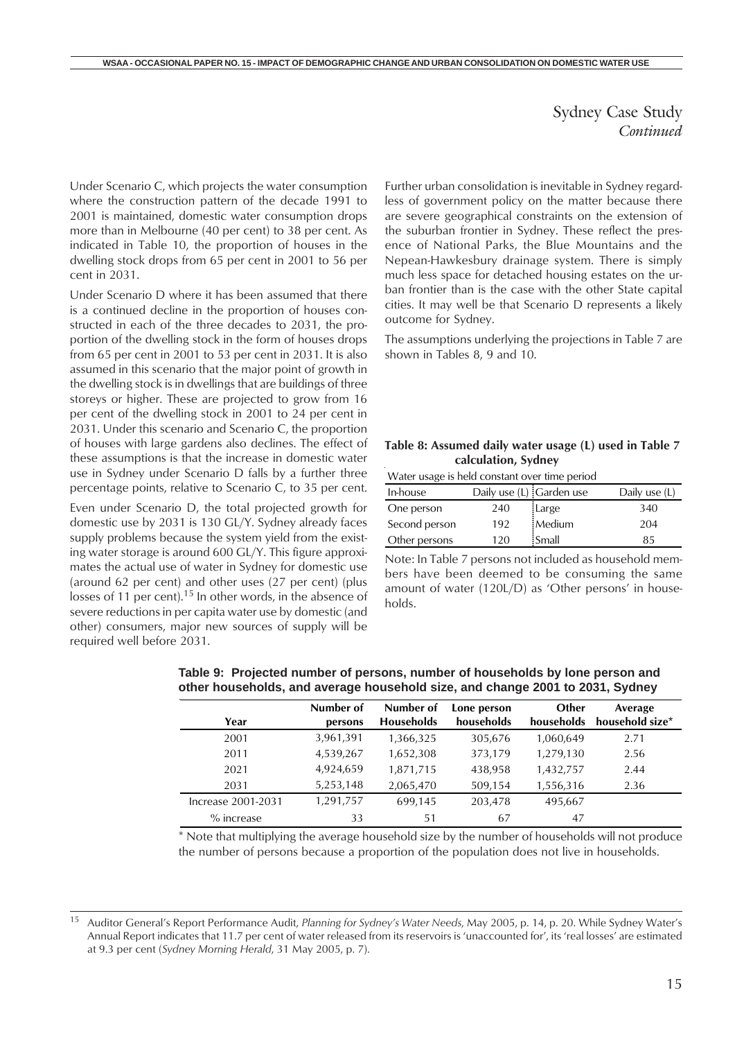# Sydney Case Study
*Continued*

Under Scenario C, which projects the water consumption where the construction pattern of the decade 1991 to 2001 is maintained, domestic water consumption drops more than in Melbourne (40 per cent) to 38 per cent. As indicated in Table 10, the proportion of houses in the dwelling stock drops from 65 per cent in 2001 to 56 per cent in 2031.

Under Scenario D where it has been assumed that there is a continued decline in the proportion of houses constructed in each of the three decades to 2031, the proportion of the dwelling stock in the form of houses drops from 65 per cent in 2001 to 53 per cent in 2031. It is also assumed in this scenario that the major point of growth in the dwelling stock is in dwellings that are buildings of three storeys or higher. These are projected to grow from 16 per cent of the dwelling stock in 2001 to 24 per cent in 2031. Under this scenario and Scenario C, the proportion of houses with large gardens also declines. The effect of these assumptions is that the increase in domestic water use in Sydney under Scenario D falls by a further three percentage points, relative to Scenario C, to 35 per cent.

Even under Scenario D, the total projected growth for domestic use by 2031 is 130 GL/Y. Sydney already faces supply problems because the system yield from the existing water storage is around 600 GL/Y. This figure approximates the actual use of water in Sydney for domestic use (around 62 per cent) and other uses (27 per cent) (plus losses of 11 per cent).[15] In other words, in the absence of severe reductions in per capita water use by domestic (and other) consumers, major new sources of supply will be required well before 2031.

Further urban consolidation is inevitable in Sydney regardless of government policy on the matter because there are severe geographical constraints on the extension of the suburban frontier in Sydney. These reflect the presence of National Parks, the Blue Mountains and the Nepean-Hawkesbury drainage system. There is simply much less space for detached housing estates on the urban frontier than is the case with the other State capital cities. It may well be that Scenario D represents a likely outcome for Sydney.

The assumptions underlying the projections in Table 7 are shown in Tables 8, 9 and 10.

**Table 8: Assumed daily water usage (L) used in Table 7 calculation, Sydney**

Water usage is held constant over time period

| In-house | Daily use (L) | Garden use | Daily use (L) |
|---|---|---|---|
| One person | 240 | Large | 340 |
| Second person | 192 | Medium | 204 |
| Other persons | 120 | Small | 85 |

Note: In Table 7 persons not included as household members have been deemed to be consuming the same amount of water (120L/D) as 'Other persons' in households.

**Table 9: Projected number of persons, number of households by lone person and other households, and average household size, and change 2001 to 2031, Sydney**

| Year | Number of persons | Number of Households | Lone person households | Other households | Average household size* |
|---|---|---|---|---|---|
| 2001 | 3,961,391 | 1,366,325 | 305,676 | 1,060,649 | 2.71 |
| 2011 | 4,539,267 | 1,652,308 | 373,179 | 1,279,130 | 2.56 |
| 2021 | 4,924,659 | 1,871,715 | 438,958 | 1,432,757 | 2.44 |
| 2031 | 5,253,148 | 2,065,470 | 509,154 | 1,556,316 | 2.36 |
| Increase 2001-2031 | 1,291,757 | 699,145 | 203,478 | 495,667 | |
| % increase | 33 | 51 | 67 | 47 | |

\* Note that multiplying the average household size by the number of households will not produce the number of persons because a proportion of the population does not live in households.

[15] Auditor General's Report Performance Audit, *Planning for Sydney's Water Needs*, May 2005, p. 14, p. 20. While Sydney Water's Annual Report indicates that 11.7 per cent of water released from its reservoirs is 'unaccounted for', its 'real losses' are estimated at 9.3 per cent (*Sydney Morning Herald*, 31 May 2005, p. 7).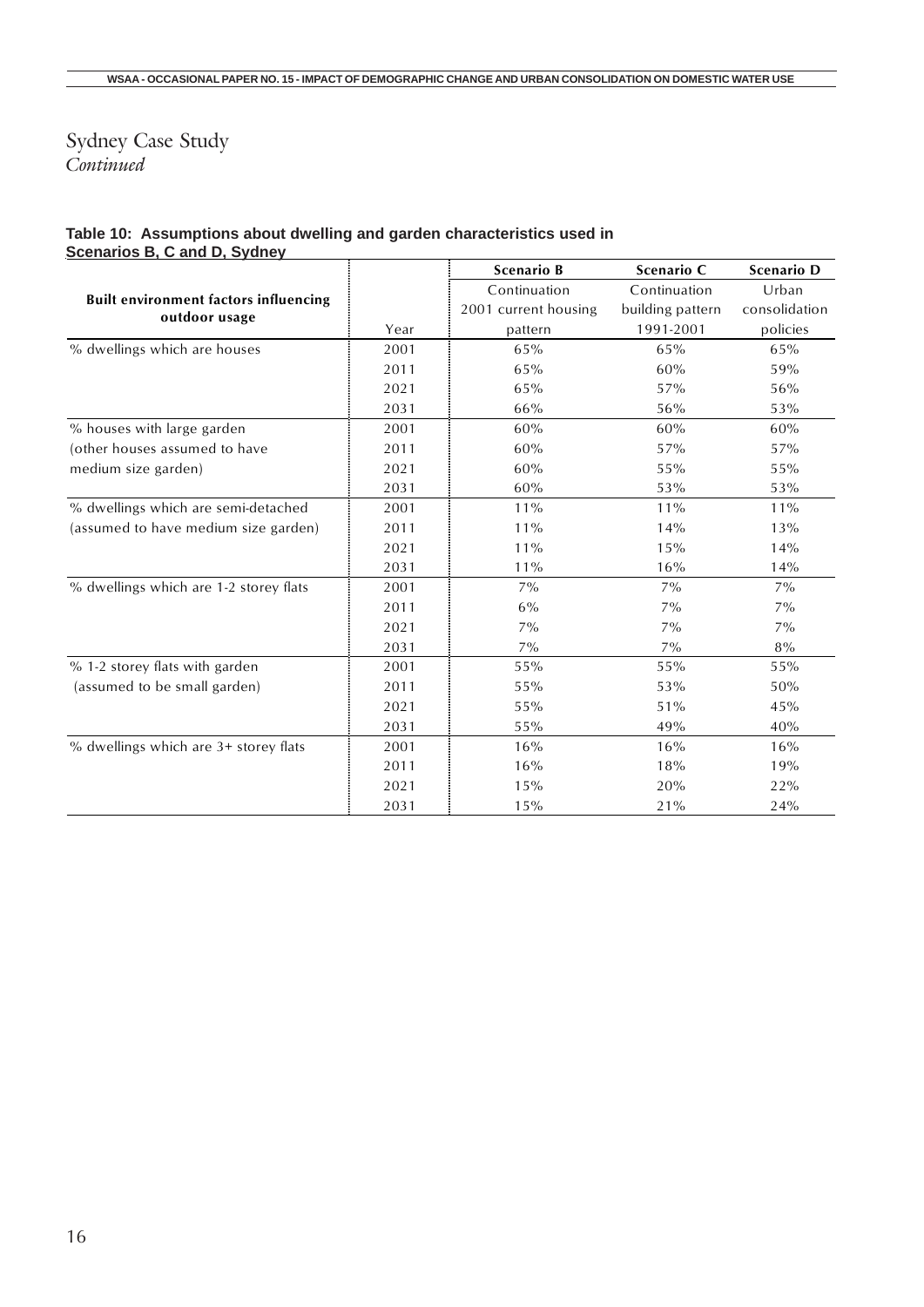# Sydney Case Study
*Continued*

**Table 10: Assumptions about dwelling and garden characteristics used in Scenarios B, C and D, Sydney**

| Built environment factors influencing outdoor usage | Year | Scenario B<br>Continuation 2001 current housing pattern | Scenario C<br>Continuation building pattern 1991-2001 | Scenario D<br>Urban consolidation policies |
|---|---|---|---|---|
| % dwellings which are houses | 2001 | 65% | 65% | 65% |
| | 2011 | 65% | 60% | 59% |
| | 2021 | 65% | 57% | 56% |
| | 2031 | 66% | 56% | 53% |
| % houses with large garden (other houses assumed to have medium size garden) | 2001 | 60% | 60% | 60% |
| | 2011 | 60% | 57% | 57% |
| | 2021 | 60% | 55% | 55% |
| | 2031 | 60% | 53% | 53% |
| % dwellings which are semi-detached (assumed to have medium size garden) | 2001 | 11% | 11% | 11% |
| | 2011 | 11% | 14% | 13% |
| | 2021 | 11% | 15% | 14% |
| | 2031 | 11% | 16% | 14% |
| % dwellings which are 1-2 storey flats | 2001 | 7% | 7% | 7% |
| | 2011 | 6% | 7% | 7% |
| | 2021 | 7% | 7% | 7% |
| | 2031 | 7% | 7% | 8% |
| % 1-2 storey flats with garden (assumed to be small garden) | 2001 | 55% | 55% | 55% |
| | 2011 | 55% | 53% | 50% |
| | 2021 | 55% | 51% | 45% |
| | 2031 | 55% | 49% | 40% |
| % dwellings which are 3+ storey flats | 2001 | 16% | 16% | 16% |
| | 2011 | 16% | 18% | 19% |
| | 2021 | 15% | 20% | 22% |
| | 2031 | 15% | 21% | 24% |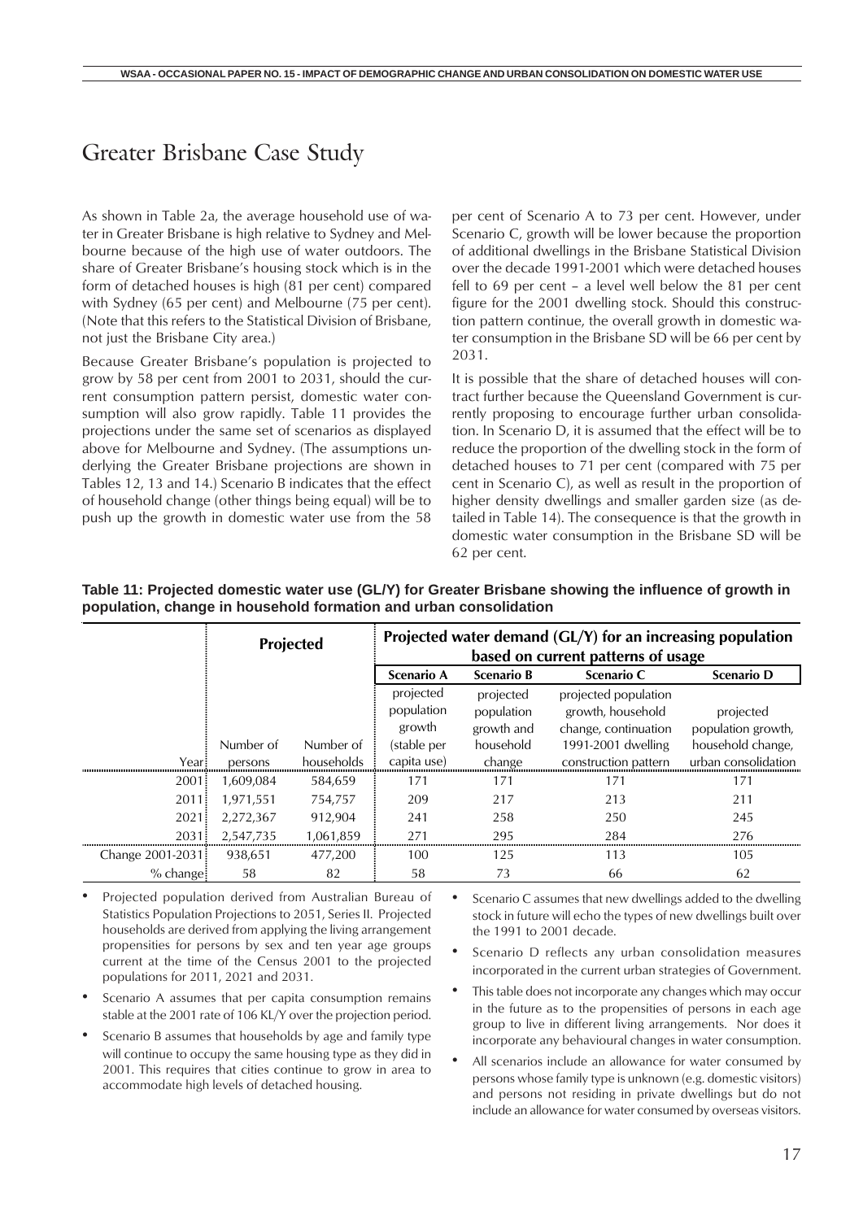# Greater Brisbane Case Study

As shown in Table 2a, the average household use of water in Greater Brisbane is high relative to Sydney and Melbourne because of the high use of water outdoors. The share of Greater Brisbane's housing stock which is in the form of detached houses is high (81 per cent) compared with Sydney (65 per cent) and Melbourne (75 per cent). (Note that this refers to the Statistical Division of Brisbane, not just the Brisbane City area.)

Because Greater Brisbane's population is projected to grow by 58 per cent from 2001 to 2031, should the current consumption pattern persist, domestic water consumption will also grow rapidly. Table 11 provides the projections under the same set of scenarios as displayed above for Melbourne and Sydney. (The assumptions underlying the Greater Brisbane projections are shown in Tables 12, 13 and 14.) Scenario B indicates that the effect of household change (other things being equal) will be to push up the growth in domestic water use from the 58 per cent of Scenario A to 73 per cent. However, under Scenario C, growth will be lower because the proportion of additional dwellings in the Brisbane Statistical Division over the decade 1991-2001 which were detached houses fell to 69 per cent – a level well below the 81 per cent figure for the 2001 dwelling stock. Should this construction pattern continue, the overall growth in domestic water consumption in the Brisbane SD will be 66 per cent by 2031.

It is possible that the share of detached houses will contract further because the Queensland Government is currently proposing to encourage further urban consolidation. In Scenario D, it is assumed that the effect will be to reduce the proportion of the dwelling stock in the form of detached houses to 71 per cent (compared with 75 per cent in Scenario C), as well as result in the proportion of higher density dwellings and smaller garden size (as detailed in Table 14). The consequence is that the growth in domestic water consumption in the Brisbane SD will be 62 per cent.

**Table 11: Projected domestic water use (GL/Y) for Greater Brisbane showing the influence of growth in population, change in household formation and urban consolidation**

| | Projected | | Projected water demand (GL/Y) for an increasing population based on current patterns of usage | | | |
|---|---|---|---|---|---|---|
| | | | Scenario A | Scenario B | Scenario C | Scenario D |
| Year | Number of persons | Number of households | projected population growth (stable per capita use) | projected population growth and household change | projected population growth, household change, continuation 1991-2001 dwelling construction pattern | projected population growth, household change, urban consolidation |
| 2001 | 1,609,084 | 584,659 | 171 | 171 | 171 | 171 |
| 2011 | 1,971,551 | 754,757 | 209 | 217 | 213 | 211 |
| 2021 | 2,272,367 | 912,904 | 241 | 258 | 250 | 245 |
| 2031 | 2,547,735 | 1,061,859 | 271 | 295 | 284 | 276 |
| Change 2001-2031 | 938,651 | 477,200 | 100 | 125 | 113 | 105 |
| % change | 58 | 82 | 58 | 73 | 66 | 62 |

- Projected population derived from Australian Bureau of Statistics Population Projections to 2051, Series II. Projected households are derived from applying the living arrangement propensities for persons by sex and ten year age groups current at the time of the Census 2001 to the projected populations for 2011, 2021 and 2031.
- Scenario A assumes that per capita consumption remains stable at the 2001 rate of 106 KL/Y over the projection period.
- Scenario B assumes that households by age and family type will continue to occupy the same housing type as they did in 2001. This requires that cities continue to grow in area to accommodate high levels of detached housing.
- Scenario C assumes that new dwellings added to the dwelling stock in future will echo the types of new dwellings built over the 1991 to 2001 decade.
- Scenario D reflects any urban consolidation measures incorporated in the current urban strategies of Government.
- This table does not incorporate any changes which may occur in the future as to the propensities of persons in each age group to live in different living arrangements. Nor does it incorporate any behavioural changes in water consumption.
- All scenarios include an allowance for water consumed by persons whose family type is unknown (e.g. domestic visitors) and persons not residing in private dwellings but do not include an allowance for water consumed by overseas visitors.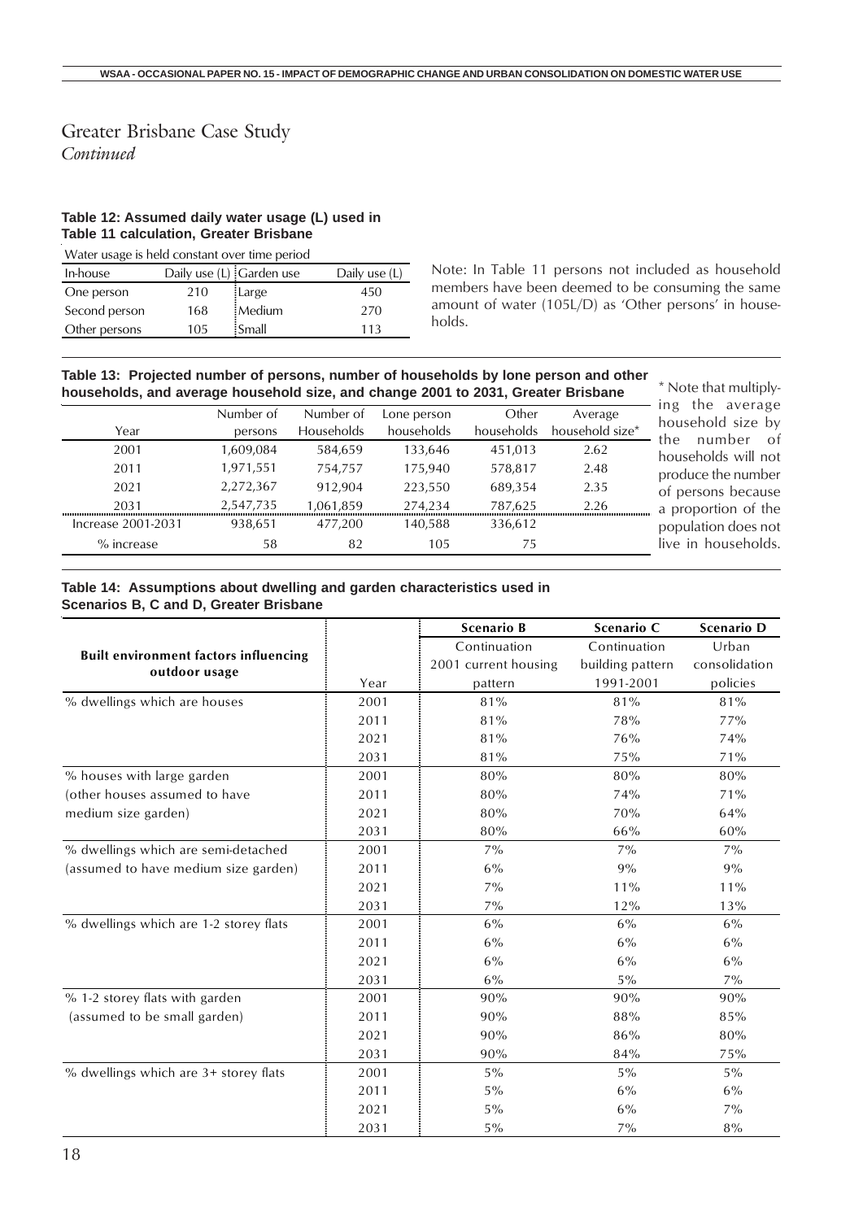# Greater Brisbane Case Study

*Continued*

**Table 12: Assumed daily water usage (L) used in Table 11 calculation, Greater Brisbane**

Water usage is held constant over time period

| In-house | Daily use (L) | Garden use | Daily use (L) |
|---|---|---|---|
| One person | 210 | Large | 450 |
| Second person | 168 | Medium | 270 |
| Other persons | 105 | Small | 113 |

Note: In Table 11 persons not included as household members have been deemed to be consuming the same amount of water (105L/D) as 'Other persons' in households.

**Table 13: Projected number of persons, number of households by lone person and other households, and average household size, and change 2001 to 2031, Greater Brisbane**

| Year | Number of persons | Number of Households | Lone person households | Other households | Average household size* |
|---|---|---|---|---|---|
| 2001 | 1,609,084 | 584,659 | 133,646 | 451,013 | 2.62 |
| 2011 | 1,971,551 | 754,757 | 175,940 | 578,817 | 2.48 |
| 2021 | 2,272,367 | 912,904 | 223,550 | 689,354 | 2.35 |
| 2031 | 2,547,735 | 1,061,859 | 274,234 | 787,625 | 2.26 |
| Increase 2001-2031 | 938,651 | 477,200 | 140,588 | 336,612 | |
| % increase | 58 | 82 | 105 | 75 | |

\* Note that multiplying the average household size by the number of households will not produce the number of persons because a proportion of the population does not live in households.

**Table 14: Assumptions about dwelling and garden characteristics used in Scenarios B, C and D, Greater Brisbane**

| Built environment factors influencing outdoor usage | Year | Scenario B Continuation 2001 current housing pattern | Scenario C Continuation building pattern 1991-2001 | Scenario D Urban consolidation policies |
|---|---|---|---|---|
| % dwellings which are houses | 2001 | 81% | 81% | 81% |
| | 2011 | 81% | 78% | 77% |
| | 2021 | 81% | 76% | 74% |
| | 2031 | 81% | 75% | 71% |
| % houses with large garden (other houses assumed to have medium size garden) | 2001 | 80% | 80% | 80% |
| | 2011 | 80% | 74% | 71% |
| | 2021 | 80% | 70% | 64% |
| | 2031 | 80% | 66% | 60% |
| % dwellings which are semi-detached (assumed to have medium size garden) | 2001 | 7% | 7% | 7% |
| | 2011 | 6% | 9% | 9% |
| | 2021 | 7% | 11% | 11% |
| | 2031 | 7% | 12% | 13% |
| % dwellings which are 1-2 storey flats | 2001 | 6% | 6% | 6% |
| | 2011 | 6% | 6% | 6% |
| | 2021 | 6% | 6% | 6% |
| | 2031 | 6% | 5% | 7% |
| % 1-2 storey flats with garden (assumed to be small garden) | 2001 | 90% | 90% | 90% |
| | 2011 | 90% | 88% | 85% |
| | 2021 | 90% | 86% | 80% |
| | 2031 | 90% | 84% | 75% |
| % dwellings which are 3+ storey flats | 2001 | 5% | 5% | 5% |
| | 2011 | 5% | 6% | 6% |
| | 2021 | 5% | 6% | 7% |
| | 2031 | 5% | 7% | 8% |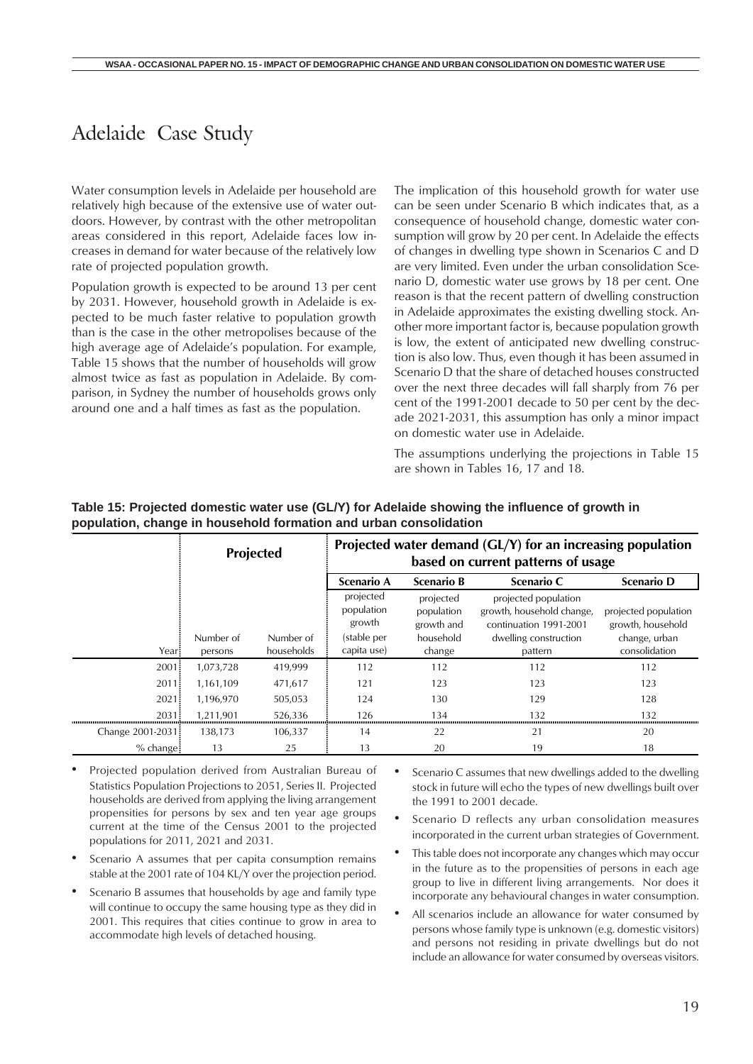# Adelaide Case Study

Water consumption levels in Adelaide per household are relatively high because of the extensive use of water outdoors. However, by contrast with the other metropolitan areas considered in this report, Adelaide faces low increases in demand for water because of the relatively low rate of projected population growth.

Population growth is expected to be around 13 per cent by 2031. However, household growth in Adelaide is expected to be much faster relative to population growth than is the case in the other metropolises because of the high average age of Adelaide's population. For example, Table 15 shows that the number of households will grow almost twice as fast as population in Adelaide. By comparison, in Sydney the number of households grows only around one and a half times as fast as the population.

The implication of this household growth for water use can be seen under Scenario B which indicates that, as a consequence of household change, domestic water consumption will grow by 20 per cent. In Adelaide the effects of changes in dwelling type shown in Scenarios C and D are very limited. Even under the urban consolidation Scenario D, domestic water use grows by 18 per cent. One reason is that the recent pattern of dwelling construction in Adelaide approximates the existing dwelling stock. Another more important factor is, because population growth is low, the extent of anticipated new dwelling construction is also low. Thus, even though it has been assumed in Scenario D that the share of detached houses constructed over the next three decades will fall sharply from 76 per cent of the 1991-2001 decade to 50 per cent by the decade 2021-2031, this assumption has only a minor impact on domestic water use in Adelaide.

The assumptions underlying the projections in Table 15 are shown in Tables 16, 17 and 18.

**Table 15: Projected domestic water use (GL/Y) for Adelaide showing the influence of growth in population, change in household formation and urban consolidation**

| | Projected | | Projected water demand (GL/Y) for an increasing population based on current patterns of usage | | | |
|---|---|---|---|---|---|---|
| | | | Scenario A | Scenario B | Scenario C | Scenario D |
| Year | Number of persons | Number of households | projected population growth (stable per capita use) | projected population growth and household change | projected population growth, household change, continuation 1991-2001 dwelling construction pattern | projected population growth, household change, urban consolidation |
| 2001 | 1,073,728 | 419,999 | 112 | 112 | 112 | 112 |
| 2011 | 1,161,109 | 471,617 | 121 | 123 | 123 | 123 |
| 2021 | 1,196,970 | 505,053 | 124 | 130 | 129 | 128 |
| 2031 | 1,211,901 | 526,336 | 126 | 134 | 132 | 132 |
| Change 2001-2031 | 138,173 | 106,337 | 14 | 22 | 21 | 20 |
| % change | 13 | 25 | 13 | 20 | 19 | 18 |

- Projected population derived from Australian Bureau of Statistics Population Projections to 2051, Series II. Projected households are derived from applying the living arrangement propensities for persons by sex and ten year age groups current at the time of the Census 2001 to the projected populations for 2011, 2021 and 2031.
- Scenario A assumes that per capita consumption remains stable at the 2001 rate of 104 KL/Y over the projection period.
- Scenario B assumes that households by age and family type will continue to occupy the same housing type as they did in 2001. This requires that cities continue to grow in area to accommodate high levels of detached housing.
- Scenario C assumes that new dwellings added to the dwelling stock in future will echo the types of new dwellings built over the 1991 to 2001 decade.
- Scenario D reflects any urban consolidation measures incorporated in the current urban strategies of Government.
- This table does not incorporate any changes which may occur in the future as to the propensities of persons in each age group to live in different living arrangements. Nor does it incorporate any behavioural changes in water consumption.
- All scenarios include an allowance for water consumed by persons whose family type is unknown (e.g. domestic visitors) and persons not residing in private dwellings but do not include an allowance for water consumed by overseas visitors.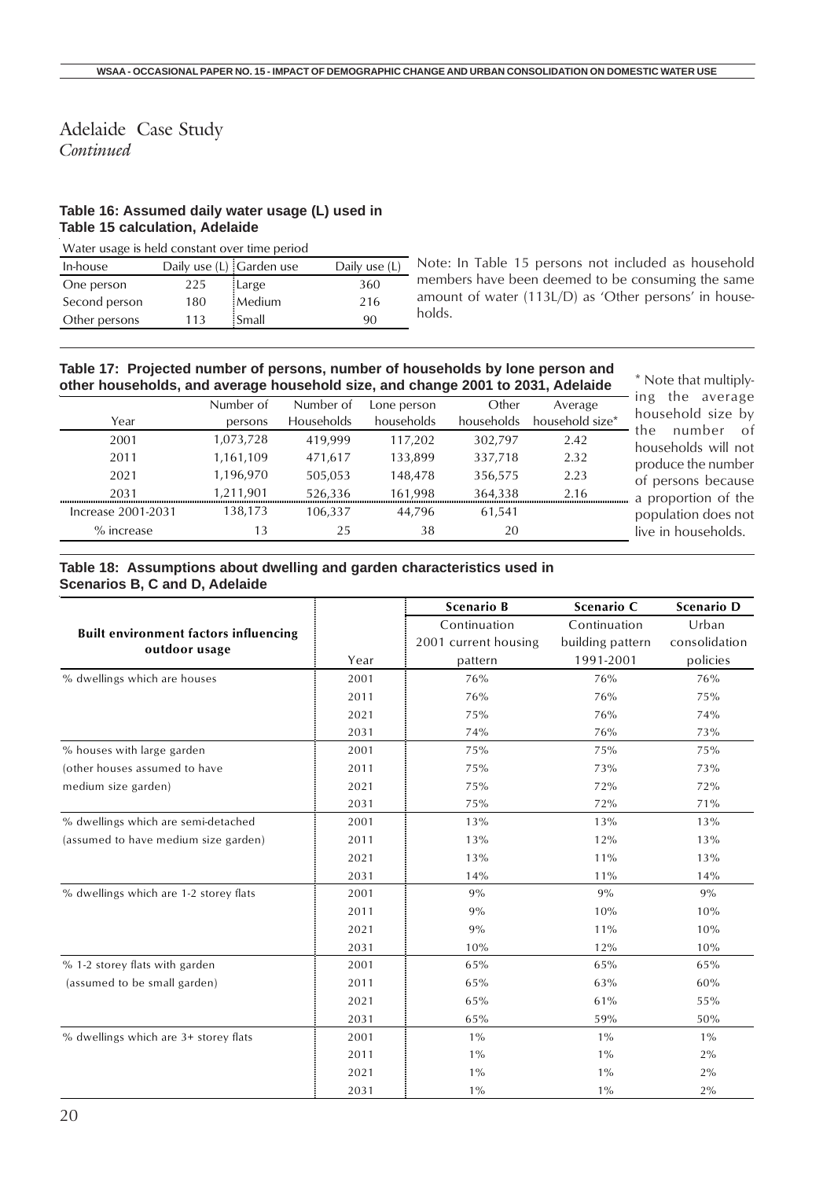# Adelaide Case Study
*Continued*

**Table 16: Assumed daily water usage (L) used in Table 15 calculation, Adelaide**

Water usage is held constant over time period

| In-house | Daily use (L) | Garden use | Daily use (L) |
|---|---|---|---|
| One person | 225 | Large | 360 |
| Second person | 180 | Medium | 216 |
| Other persons | 113 | Small | 90 |

Note: In Table 15 persons not included as household members have been deemed to be consuming the same amount of water (113L/D) as 'Other persons' in households.

**Table 17: Projected number of persons, number of households by lone person and other households, and average household size, and change 2001 to 2031, Adelaide**

| Year | Number of persons | Number of Households | Lone person households | Other households | Average household size* |
|---|---|---|---|---|---|
| 2001 | 1,073,728 | 419,999 | 117,202 | 302,797 | 2.42 |
| 2011 | 1,161,109 | 471,617 | 133,899 | 337,718 | 2.32 |
| 2021 | 1,196,970 | 505,053 | 148,478 | 356,575 | 2.23 |
| 2031 | 1,211,901 | 526,336 | 161,998 | 364,338 | 2.16 |
| Increase 2001-2031 | 138,173 | 106,337 | 44,796 | 61,541 | |
| % increase | 13 | 25 | 38 | 20 | |

\* Note that multiplying the average household size by the number of households will not produce the number of persons because a proportion of the population does not live in households.

**Table 18: Assumptions about dwelling and garden characteristics used in Scenarios B, C and D, Adelaide**

| Built environment factors influencing outdoor usage | Year | Scenario B Continuation 2001 current housing pattern | Scenario C Continuation building pattern 1991-2001 | Scenario D Urban consolidation policies |
|---|---|---|---|---|
| % dwellings which are houses | 2001 | 76% | 76% | 76% |
| | 2011 | 76% | 76% | 75% |
| | 2021 | 75% | 76% | 74% |
| | 2031 | 74% | 76% | 73% |
| % houses with large garden | 2001 | 75% | 75% | 75% |
| (other houses assumed to have | 2011 | 75% | 73% | 73% |
| medium size garden) | 2021 | 75% | 72% | 72% |
| | 2031 | 75% | 72% | 71% |
| % dwellings which are semi-detached | 2001 | 13% | 13% | 13% |
| (assumed to have medium size garden) | 2011 | 13% | 12% | 13% |
| | 2021 | 13% | 11% | 13% |
| | 2031 | 14% | 11% | 14% |
| % dwellings which are 1-2 storey flats | 2001 | 9% | 9% | 9% |
| | 2011 | 9% | 10% | 10% |
| | 2021 | 9% | 11% | 10% |
| | 2031 | 10% | 12% | 10% |
| % 1-2 storey flats with garden | 2001 | 65% | 65% | 65% |
| (assumed to be small garden) | 2011 | 65% | 63% | 60% |
| | 2021 | 65% | 61% | 55% |
| | 2031 | 65% | 59% | 50% |
| % dwellings which are 3+ storey flats | 2001 | 1% | 1% | 1% |
| | 2011 | 1% | 1% | 2% |
| | 2021 | 1% | 1% | 2% |
| | 2031 | 1% | 1% | 2% |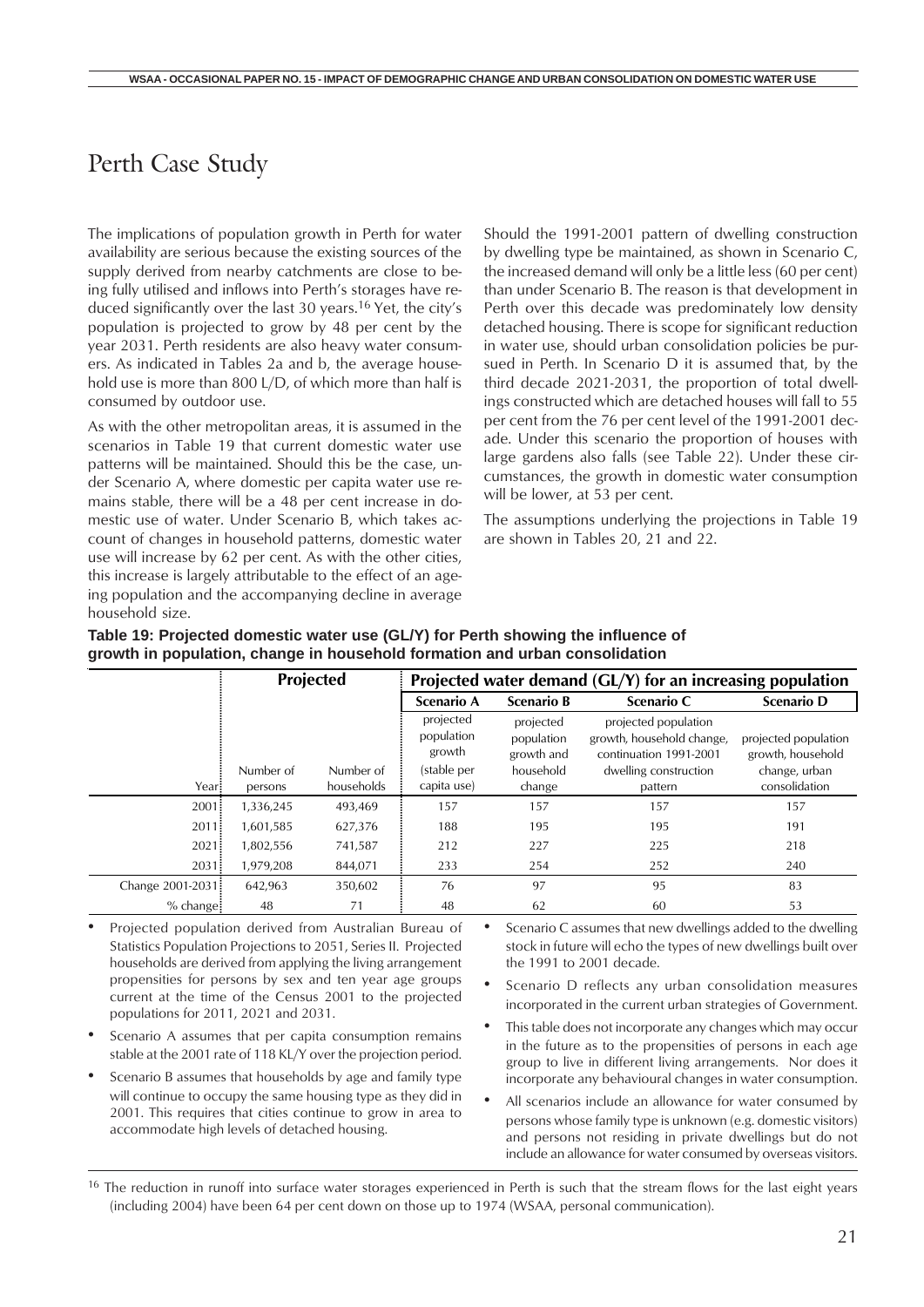# Perth Case Study

The implications of population growth in Perth for water availability are serious because the existing sources of the supply derived from nearby catchments are close to being fully utilised and inflows into Perth's storages have reduced significantly over the last 30 years.[16] Yet, the city's population is projected to grow by 48 per cent by the year 2031. Perth residents are also heavy water consumers. As indicated in Tables 2a and b, the average household use is more than 800 L/D, of which more than half is consumed by outdoor use.

As with the other metropolitan areas, it is assumed in the scenarios in Table 19 that current domestic water use patterns will be maintained. Should this be the case, under Scenario A, where domestic per capita water use remains stable, there will be a 48 per cent increase in domestic use of water. Under Scenario B, which takes account of changes in household patterns, domestic water use will increase by 62 per cent. As with the other cities, this increase is largely attributable to the effect of an ageing population and the accompanying decline in average household size.

Should the 1991-2001 pattern of dwelling construction by dwelling type be maintained, as shown in Scenario C, the increased demand will only be a little less (60 per cent) than under Scenario B. The reason is that development in Perth over this decade was predominately low density detached housing. There is scope for significant reduction in water use, should urban consolidation policies be pursued in Perth. In Scenario D it is assumed that, by the third decade 2021-2031, the proportion of total dwellings constructed which are detached houses will fall to 55 per cent from the 76 per cent level of the 1991-2001 decade. Under this scenario the proportion of houses with large gardens also falls (see Table 22). Under these circumstances, the growth in domestic water consumption will be lower, at 53 per cent.

The assumptions underlying the projections in Table 19 are shown in Tables 20, 21 and 22.

**Table 19: Projected domestic water use (GL/Y) for Perth showing the influence of growth in population, change in household formation and urban consolidation**

| | Projected | | Projected water demand (GL/Y) for an increasing population | | | |
|---|---|---|---|---|---|---|
| | | | Scenario A | Scenario B | Scenario C | Scenario D |
| Year | Number of persons | Number of households | projected population growth (stable per capita use) | projected population growth and household change | projected population growth, household change, continuation 1991-2001 dwelling construction pattern | projected population growth, household change, urban consolidation |
| 2001 | 1,336,245 | 493,469 | 157 | 157 | 157 | 157 |
| 2011 | 1,601,585 | 627,376 | 188 | 195 | 195 | 191 |
| 2021 | 1,802,556 | 741,587 | 212 | 227 | 225 | 218 |
| 2031 | 1,979,208 | 844,071 | 233 | 254 | 252 | 240 |
| Change 2001-2031 | 642,963 | 350,602 | 76 | 97 | 95 | 83 |
| % change | 48 | 71 | 48 | 62 | 60 | 53 |

- Projected population derived from Australian Bureau of Statistics Population Projections to 2051, Series II. Projected households are derived from applying the living arrangement propensities for persons by sex and ten year age groups current at the time of the Census 2001 to the projected populations for 2011, 2021 and 2031.
- Scenario A assumes that per capita consumption remains stable at the 2001 rate of 118 KL/Y over the projection period.
- Scenario B assumes that households by age and family type will continue to occupy the same housing type as they did in 2001. This requires that cities continue to grow in area to accommodate high levels of detached housing.
- Scenario C assumes that new dwellings added to the dwelling stock in future will echo the types of new dwellings built over the 1991 to 2001 decade.
- Scenario D reflects any urban consolidation measures incorporated in the current urban strategies of Government.
- This table does not incorporate any changes which may occur in the future as to the propensities of persons in each age group to live in different living arrangements. Nor does it incorporate any behavioural changes in water consumption.
- All scenarios include an allowance for water consumed by persons whose family type is unknown (e.g. domestic visitors) and persons not residing in private dwellings but do not include an allowance for water consumed by overseas visitors.

[16] The reduction in runoff into surface water storages experienced in Perth is such that the stream flows for the last eight years (including 2004) have been 64 per cent down on those up to 1974 (WSAA, personal communication).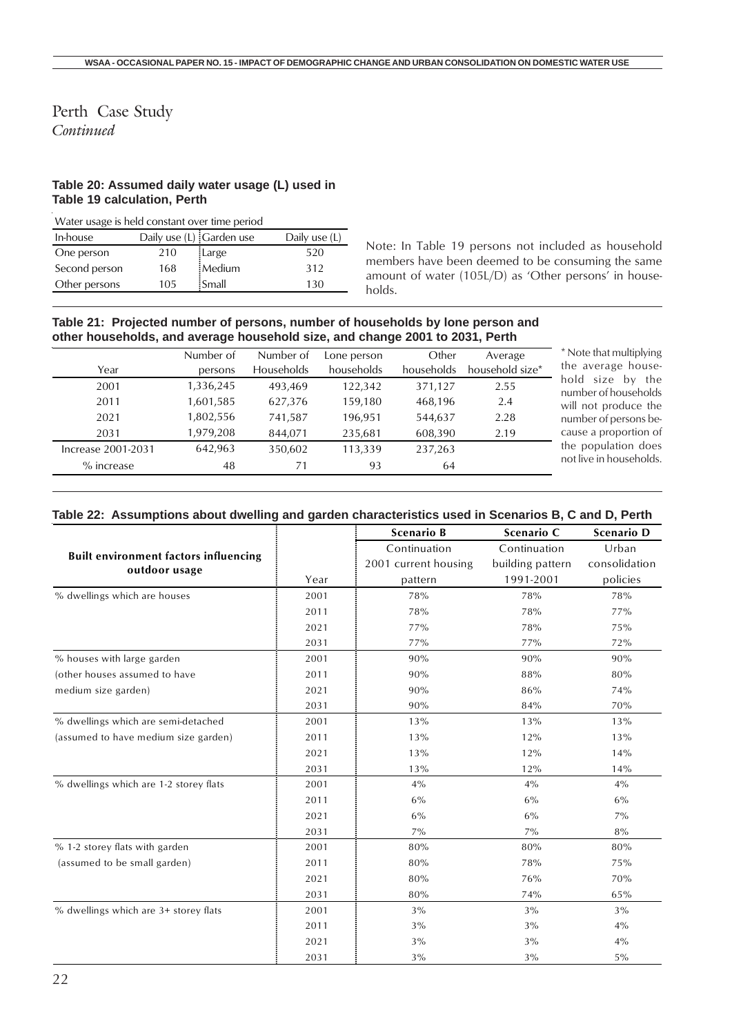# Perth Case Study
*Continued*

**Table 20: Assumed daily water usage (L) used in Table 19 calculation, Perth**

Water usage is held constant over time period

| In-house | Daily use (L) | Garden use | Daily use (L) |
|---|---|---|---|
| One person | 210 | Large | 520 |
| Second person | 168 | Medium | 312 |
| Other persons | 105 | Small | 130 |

Note: In Table 19 persons not included as household members have been deemed to be consuming the same amount of water (105L/D) as 'Other persons' in households.

**Table 21: Projected number of persons, number of households by lone person and other households, and average household size, and change 2001 to 2031, Perth**

| Year | Number of persons | Number of Households | Lone person households | Other households | Average household size* |
|---|---|---|---|---|---|
| 2001 | 1,336,245 | 493,469 | 122,342 | 371,127 | 2.55 |
| 2011 | 1,601,585 | 627,376 | 159,180 | 468,196 | 2.4 |
| 2021 | 1,802,556 | 741,587 | 196,951 | 544,637 | 2.28 |
| 2031 | 1,979,208 | 844,071 | 235,681 | 608,390 | 2.19 |
| Increase 2001-2031 | 642,963 | 350,602 | 113,339 | 237,263 | |
| % increase | 48 | 71 | 93 | 64 | |

* Note that multiplying the average household size by the number of households will not produce the number of persons because a proportion of the population does not live in households.

**Table 22: Assumptions about dwelling and garden characteristics used in Scenarios B, C and D, Perth**

| Built environment factors influencing outdoor usage | Year | Scenario B<br>Continuation 2001 current housing pattern | Scenario C<br>Continuation building pattern 1991-2001 | Scenario D<br>Urban consolidation policies |
|---|---|---|---|---|
| % dwellings which are houses | 2001 | 78% | 78% | 78% |
| | 2011 | 78% | 78% | 77% |
| | 2021 | 77% | 78% | 75% |
| | 2031 | 77% | 77% | 72% |
| % houses with large garden | 2001 | 90% | 90% | 90% |
| (other houses assumed to have | 2011 | 90% | 88% | 80% |
| medium size garden) | 2021 | 90% | 86% | 74% |
| | 2031 | 90% | 84% | 70% |
| % dwellings which are semi-detached | 2001 | 13% | 13% | 13% |
| (assumed to have medium size garden) | 2011 | 13% | 12% | 13% |
| | 2021 | 13% | 12% | 14% |
| | 2031 | 13% | 12% | 14% |
| % dwellings which are 1-2 storey flats | 2001 | 4% | 4% | 4% |
| | 2011 | 6% | 6% | 6% |
| | 2021 | 6% | 6% | 7% |
| | 2031 | 7% | 7% | 8% |
| % 1-2 storey flats with garden | 2001 | 80% | 80% | 80% |
| (assumed to be small garden) | 2011 | 80% | 78% | 75% |
| | 2021 | 80% | 76% | 70% |
| | 2031 | 80% | 74% | 65% |
| % dwellings which are 3+ storey flats | 2001 | 3% | 3% | 3% |
| | 2011 | 3% | 3% | 4% |
| | 2021 | 3% | 3% | 4% |
| | 2031 | 3% | 3% | 5% |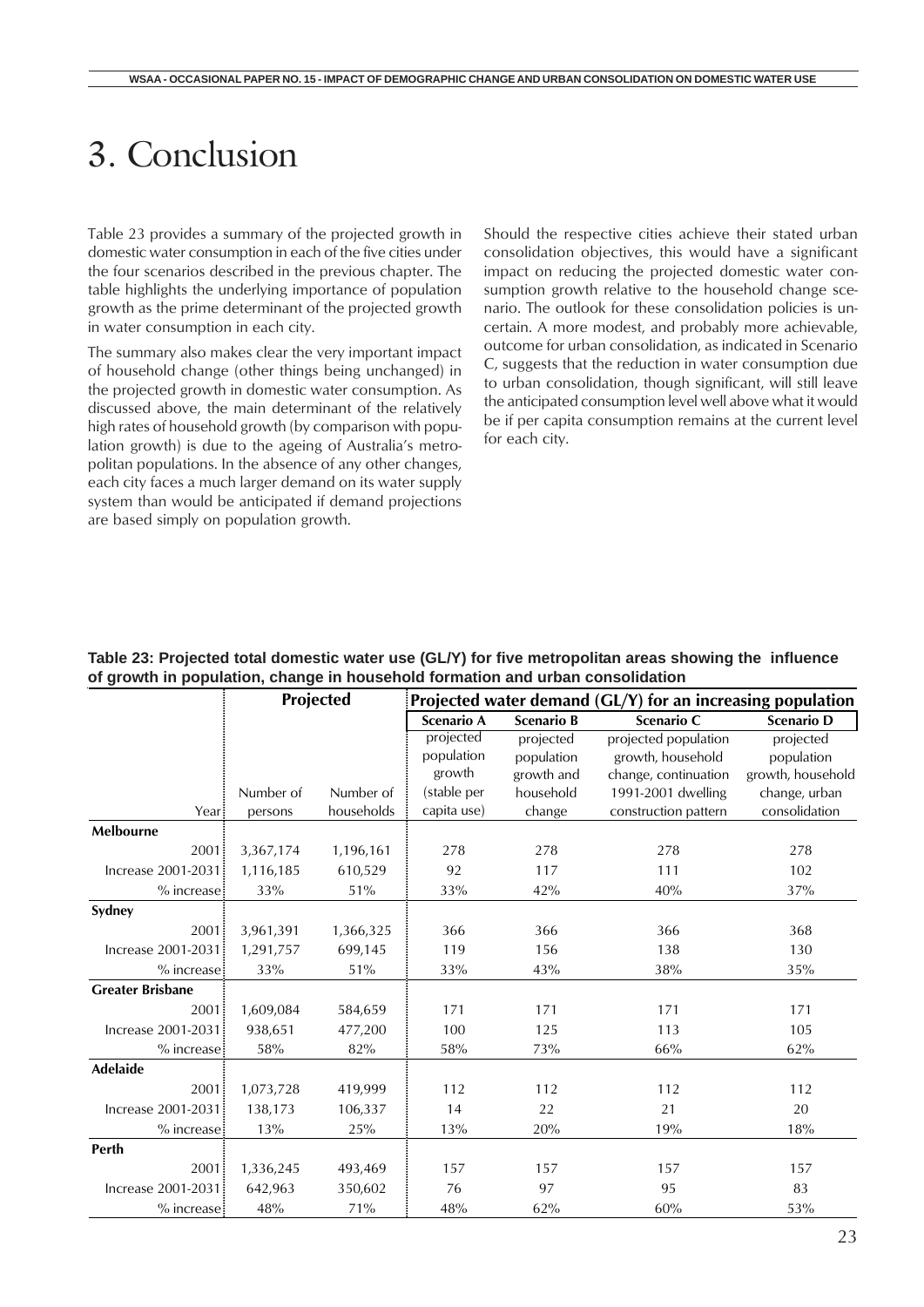# 3. Conclusion

Table 23 provides a summary of the projected growth in domestic water consumption in each of the five cities under the four scenarios described in the previous chapter. The table highlights the underlying importance of population growth as the prime determinant of the projected growth in water consumption in each city.

The summary also makes clear the very important impact of household change (other things being unchanged) in the projected growth in domestic water consumption. As discussed above, the main determinant of the relatively high rates of household growth (by comparison with population growth) is due to the ageing of Australia's metropolitan populations. In the absence of any other changes, each city faces a much larger demand on its water supply system than would be anticipated if demand projections are based simply on population growth.

Should the respective cities achieve their stated urban consolidation objectives, this would have a significant impact on reducing the projected domestic water consumption growth relative to the household change scenario. The outlook for these consolidation policies is uncertain. A more modest, and probably more achievable, outcome for urban consolidation, as indicated in Scenario C, suggests that the reduction in water consumption due to urban consolidation, though significant, will still leave the anticipated consumption level well above what it would be if per capita consumption remains at the current level for each city.

**Table 23: Projected total domestic water use (GL/Y) for five metropolitan areas showing the influence of growth in population, change in household formation and urban consolidation**

| | Projected | | Projected water demand (GL/Y) for an increasing population | | | |
|---|---|---|---|---|---|---|
| | | | Scenario A | Scenario B | Scenario C | Scenario D |
| Year | Number of persons | Number of households | projected population growth (stable per capita use) | projected population growth and household change | projected population growth, household change, continuation 1991-2001 dwelling construction pattern | projected population growth, household change, urban consolidation |
| **Melbourne** | | | | | | |
| 2001 | 3,367,174 | 1,196,161 | 278 | 278 | 278 | 278 |
| Increase 2001-2031 | 1,116,185 | 610,529 | 92 | 117 | 111 | 102 |
| % increase | 33% | 51% | 33% | 42% | 40% | 37% |
| **Sydney** | | | | | | |
| 2001 | 3,961,391 | 1,366,325 | 366 | 366 | 366 | 368 |
| Increase 2001-2031 | 1,291,757 | 699,145 | 119 | 156 | 138 | 130 |
| % increase | 33% | 51% | 33% | 43% | 38% | 35% |
| **Greater Brisbane** | | | | | | |
| 2001 | 1,609,084 | 584,659 | 171 | 171 | 171 | 171 |
| Increase 2001-2031 | 938,651 | 477,200 | 100 | 125 | 113 | 105 |
| % increase | 58% | 82% | 58% | 73% | 66% | 62% |
| **Adelaide** | | | | | | |
| 2001 | 1,073,728 | 419,999 | 112 | 112 | 112 | 112 |
| Increase 2001-2031 | 138,173 | 106,337 | 14 | 22 | 21 | 20 |
| % increase | 13% | 25% | 13% | 20% | 19% | 18% |
| **Perth** | | | | | | |
| 2001 | 1,336,245 | 493,469 | 157 | 157 | 157 | 157 |
| Increase 2001-2031 | 642,963 | 350,602 | 76 | 97 | 95 | 83 |
| % increase | 48% | 71% | 48% | 62% | 60% | 53% |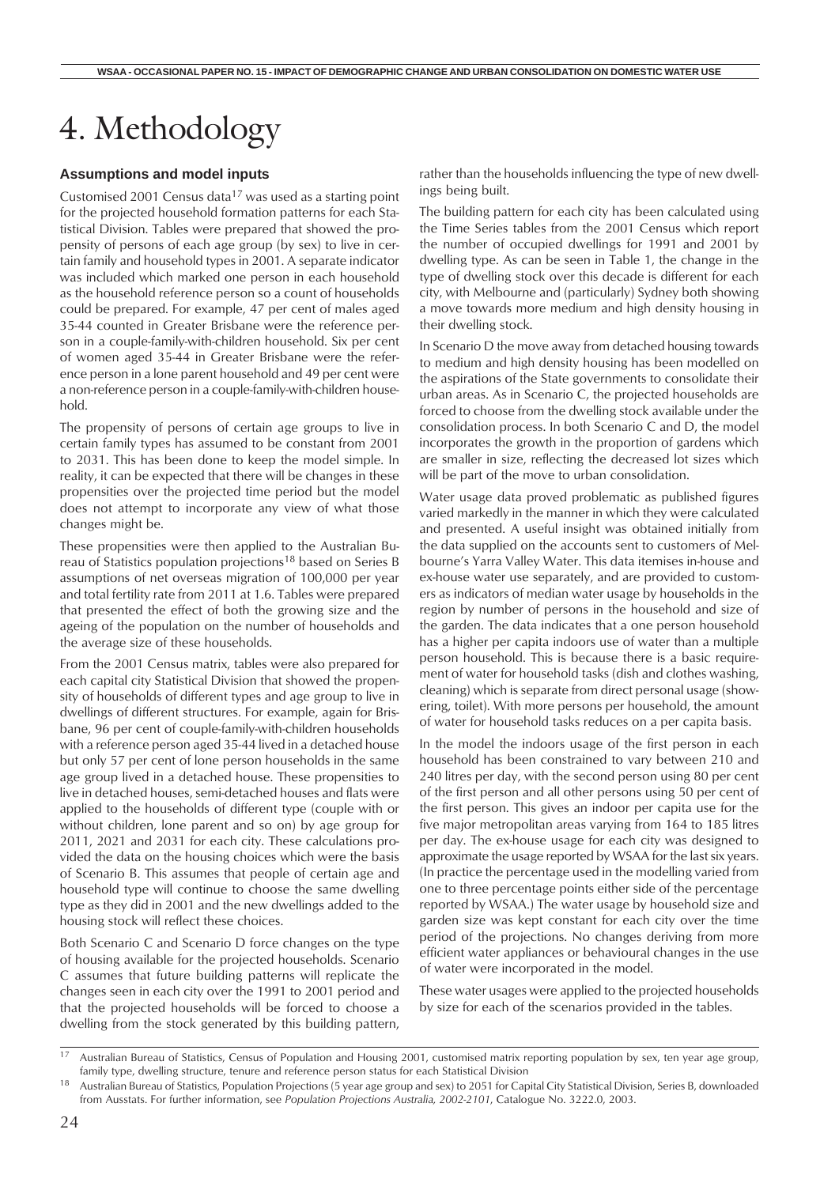# 4. Methodology

### Assumptions and model inputs

Customised 2001 Census data[17] was used as a starting point for the projected household formation patterns for each Statistical Division. Tables were prepared that showed the propensity of persons of each age group (by sex) to live in certain family and household types in 2001. A separate indicator was included which marked one person in each household as the household reference person so a count of households could be prepared. For example, 47 per cent of males aged 35-44 counted in Greater Brisbane were the reference person in a couple-family-with-children household. Six per cent of women aged 35-44 in Greater Brisbane were the reference person in a lone parent household and 49 per cent were a non-reference person in a couple-family-with-children household.

The propensity of persons of certain age groups to live in certain family types has assumed to be constant from 2001 to 2031. This has been done to keep the model simple. In reality, it can be expected that there will be changes in these propensities over the projected time period but the model does not attempt to incorporate any view of what those changes might be.

These propensities were then applied to the Australian Bureau of Statistics population projections[18] based on Series B assumptions of net overseas migration of 100,000 per year and total fertility rate from 2011 at 1.6. Tables were prepared that presented the effect of both the growing size and the ageing of the population on the number of households and the average size of these households.

From the 2001 Census matrix, tables were also prepared for each capital city Statistical Division that showed the propensity of households of different types and age group to live in dwellings of different structures. For example, again for Brisbane, 96 per cent of couple-family-with-children households with a reference person aged 35-44 lived in a detached house but only 57 per cent of lone person households in the same age group lived in a detached house. These propensities to live in detached houses, semi-detached houses and flats were applied to the households of different type (couple with or without children, lone parent and so on) by age group for 2011, 2021 and 2031 for each city. These calculations provided the data on the housing choices which were the basis of Scenario B. This assumes that people of certain age and household type will continue to choose the same dwelling type as they did in 2001 and the new dwellings added to the housing stock will reflect these choices.

Both Scenario C and Scenario D force changes on the type of housing available for the projected households. Scenario C assumes that future building patterns will replicate the changes seen in each city over the 1991 to 2001 period and that the projected households will be forced to choose a dwelling from the stock generated by this building pattern, rather than the households influencing the type of new dwellings being built.

The building pattern for each city has been calculated using the Time Series tables from the 2001 Census which report the number of occupied dwellings for 1991 and 2001 by dwelling type. As can be seen in Table 1, the change in the type of dwelling stock over this decade is different for each city, with Melbourne and (particularly) Sydney both showing a move towards more medium and high density housing in their dwelling stock.

In Scenario D the move away from detached housing towards to medium and high density housing has been modelled on the aspirations of the State governments to consolidate their urban areas. As in Scenario C, the projected households are forced to choose from the dwelling stock available under the consolidation process. In both Scenario C and D, the model incorporates the growth in the proportion of gardens which are smaller in size, reflecting the decreased lot sizes which will be part of the move to urban consolidation.

Water usage data proved problematic as published figures varied markedly in the manner in which they were calculated and presented. A useful insight was obtained initially from the data supplied on the accounts sent to customers of Melbourne's Yarra Valley Water. This data itemises in-house and ex-house water use separately, and are provided to customers as indicators of median water usage by households in the region by number of persons in the household and size of the garden. The data indicates that a one person household has a higher per capita indoors use of water than a multiple person household. This is because there is a basic requirement of water for household tasks (dish and clothes washing, cleaning) which is separate from direct personal usage (showering, toilet). With more persons per household, the amount of water for household tasks reduces on a per capita basis.

In the model the indoors usage of the first person in each household has been constrained to vary between 210 and 240 litres per day, with the second person using 80 per cent of the first person and all other persons using 50 per cent of the first person. This gives an indoor per capita use for the five major metropolitan areas varying from 164 to 185 litres per day. The ex-house usage for each city was designed to approximate the usage reported by WSAA for the last six years. (In practice the percentage used in the modelling varied from one to three percentage points either side of the percentage reported by WSAA.) The water usage by household size and garden size was kept constant for each city over the time period of the projections. No changes deriving from more efficient water appliances or behavioural changes in the use of water were incorporated in the model.

These water usages were applied to the projected households by size for each of the scenarios provided in the tables.

---

[17] Australian Bureau of Statistics, Census of Population and Housing 2001, customised matrix reporting population by sex, ten year age group, family type, dwelling structure, tenure and reference person status for each Statistical Division

[18] Australian Bureau of Statistics, Population Projections (5 year age group and sex) to 2051 for Capital City Statistical Division, Series B, downloaded from Ausstats. For further information, see *Population Projections Australia, 2002-2101*, Catalogue No. 3222.0, 2003.